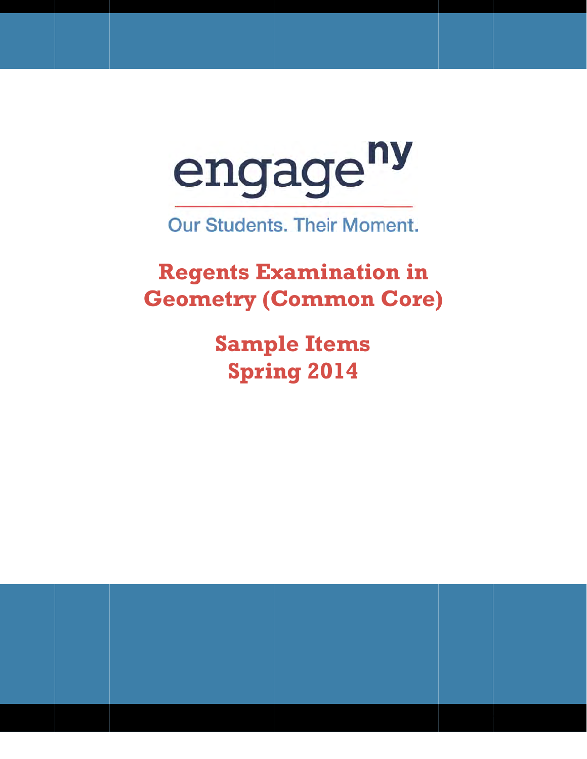engage^ny

Our Students. Their Moment.

# Regents Examination in Geometry (Common Core)

## Sample Items
## Spring 2014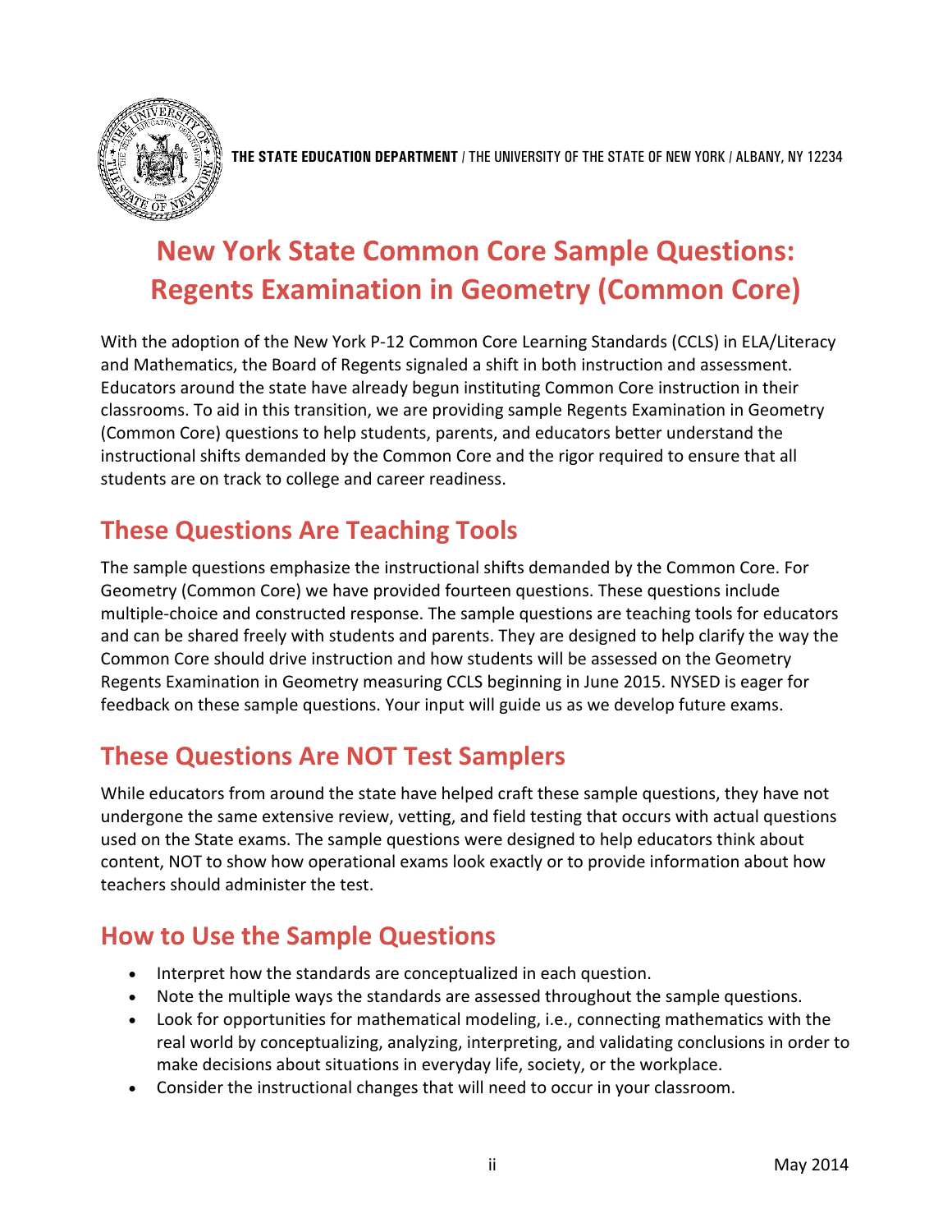THE STATE EDUCATION DEPARTMENT / THE UNIVERSITY OF THE STATE OF NEW YORK / ALBANY, NY 12234

# New York State Common Core Sample Questions: Regents Examination in Geometry (Common Core)

With the adoption of the New York P-12 Common Core Learning Standards (CCLS) in ELA/Literacy and Mathematics, the Board of Regents signaled a shift in both instruction and assessment. Educators around the state have already begun instituting Common Core instruction in their classrooms. To aid in this transition, we are providing sample Regents Examination in Geometry (Common Core) questions to help students, parents, and educators better understand the instructional shifts demanded by the Common Core and the rigor required to ensure that all students are on track to college and career readiness.

## These Questions Are Teaching Tools

The sample questions emphasize the instructional shifts demanded by the Common Core. For Geometry (Common Core) we have provided fourteen questions. These questions include multiple-choice and constructed response. The sample questions are teaching tools for educators and can be shared freely with students and parents. They are designed to help clarify the way the Common Core should drive instruction and how students will be assessed on the Geometry Regents Examination in Geometry measuring CCLS beginning in June 2015. NYSED is eager for feedback on these sample questions. Your input will guide us as we develop future exams.

## These Questions Are NOT Test Samplers

While educators from around the state have helped craft these sample questions, they have not undergone the same extensive review, vetting, and field testing that occurs with actual questions used on the State exams. The sample questions were designed to help educators think about content, NOT to show how operational exams look exactly or to provide information about how teachers should administer the test.

## How to Use the Sample Questions

- Interpret how the standards are conceptualized in each question.
- Note the multiple ways the standards are assessed throughout the sample questions.
- Look for opportunities for mathematical modeling, i.e., connecting mathematics with the real world by conceptualizing, analyzing, interpreting, and validating conclusions in order to make decisions about situations in everyday life, society, or the workplace.
- Consider the instructional changes that will need to occur in your classroom.

May 2014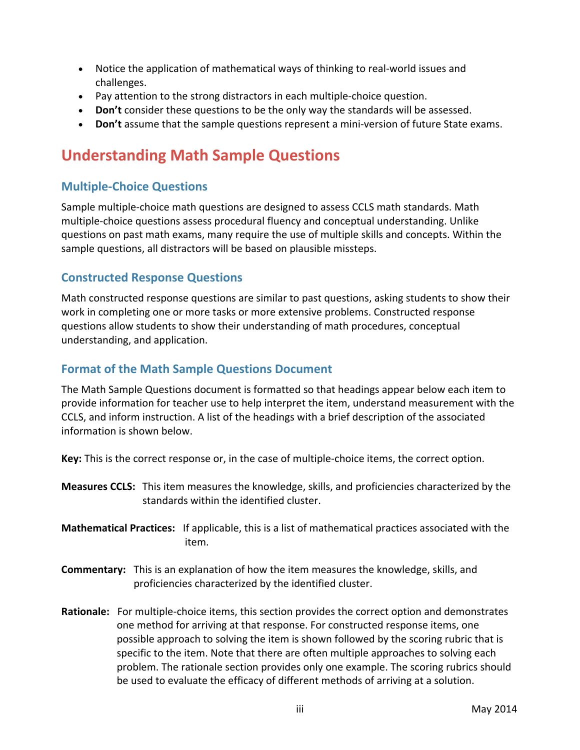- Notice the application of mathematical ways of thinking to real-world issues and challenges.
- Pay attention to the strong distractors in each multiple-choice question.
- **Don't** consider these questions to be the only way the standards will be assessed.
- **Don't** assume that the sample questions represent a mini-version of future State exams.

## Understanding Math Sample Questions

### Multiple-Choice Questions

Sample multiple-choice math questions are designed to assess CCLS math standards. Math multiple-choice questions assess procedural fluency and conceptual understanding. Unlike questions on past math exams, many require the use of multiple skills and concepts. Within the sample questions, all distractors will be based on plausible missteps.

### Constructed Response Questions

Math constructed response questions are similar to past questions, asking students to show their work in completing one or more tasks or more extensive problems. Constructed response questions allow students to show their understanding of math procedures, conceptual understanding, and application.

### Format of the Math Sample Questions Document

The Math Sample Questions document is formatted so that headings appear below each item to provide information for teacher use to help interpret the item, understand measurement with the CCLS, and inform instruction. A list of the headings with a brief description of the associated information is shown below.

**Key:** This is the correct response or, in the case of multiple-choice items, the correct option.

**Measures CCLS:** This item measures the knowledge, skills, and proficiencies characterized by the standards within the identified cluster.

**Mathematical Practices:** If applicable, this is a list of mathematical practices associated with the item.

**Commentary:** This is an explanation of how the item measures the knowledge, skills, and proficiencies characterized by the identified cluster.

**Rationale:** For multiple-choice items, this section provides the correct option and demonstrates one method for arriving at that response. For constructed response items, one possible approach to solving the item is shown followed by the scoring rubric that is specific to the item. Note that there are often multiple approaches to solving each problem. The rationale section provides only one example. The scoring rubrics should be used to evaluate the efficacy of different methods of arriving at a solution.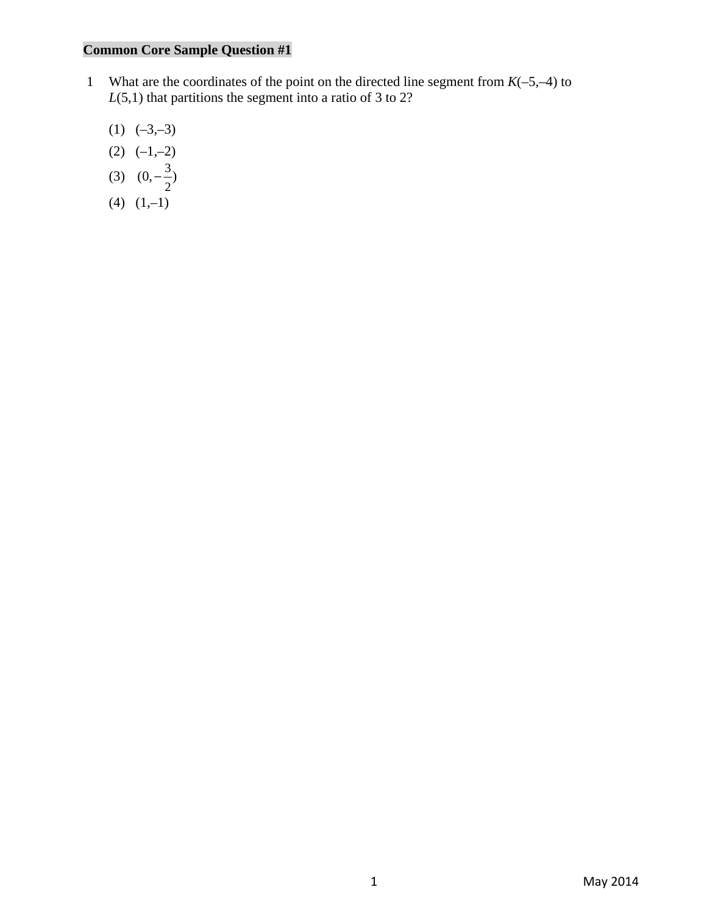**Common Core Sample Question #1**

1 What are the coordinates of the point on the directed line segment from *K*(–5,–4) to *L*(5,1) that partitions the segment into a ratio of 3 to 2?

(1) (–3,–3)

(2) (–1,–2)

(3) $(0, -\frac{3}{2})$

(4) (1,–1)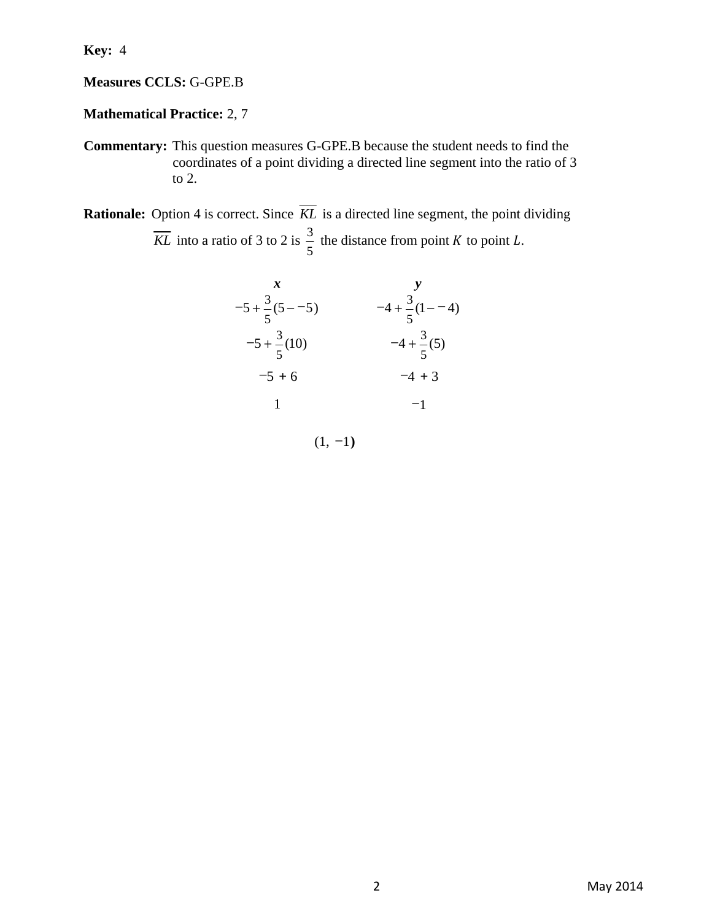**Key:** 4

**Measures CCLS:** G-GPE.B

**Mathematical Practice:** 2, 7

**Commentary:** This question measures G-GPE.B because the student needs to find the coordinates of a point dividing a directed line segment into the ratio of 3 to 2.

**Rationale:** Option 4 is correct. Since $\overline{KL}$ is a directed line segment, the point dividing $\overline{KL}$ into a ratio of 3 to 2 is $\frac{3}{5}$ the distance from point $K$ to point $L$.

| ***x*** | ***y*** |
|---|---|
| $-5+\frac{3}{5}(5--5)$ | $-4+\frac{3}{5}(1--4)$ |
| $-5+\frac{3}{5}(10)$ | $-4+\frac{3}{5}(5)$ |
| $-5+6$ | $-4+3$ |
| $1$ | $-1$ |

$$(1, -1)$$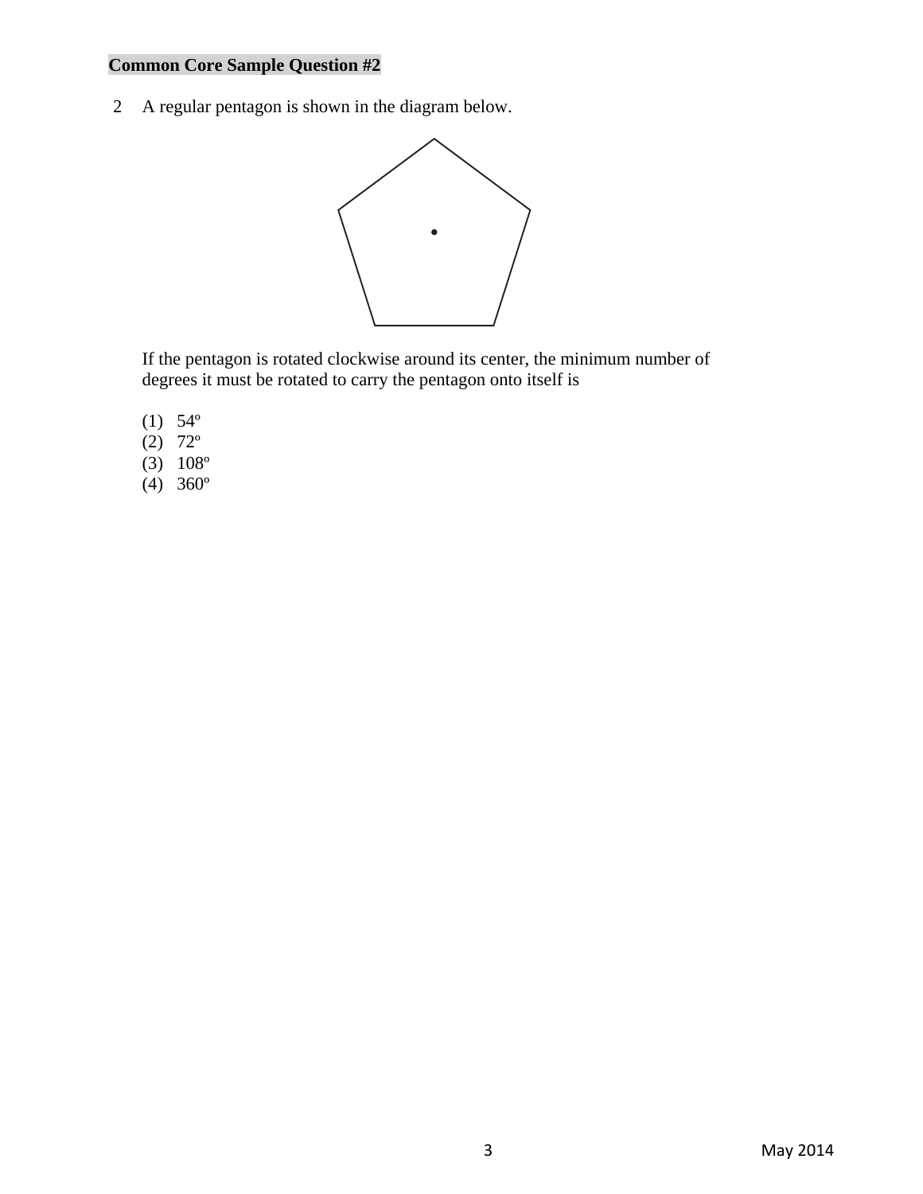**Common Core Sample Question #2**

2 A regular pentagon is shown in the diagram below.

If the pentagon is rotated clockwise around its center, the minimum number of degrees it must be rotated to carry the pentagon onto itself is

(1) 54º
(2) 72º
(3) 108º
(4) 360º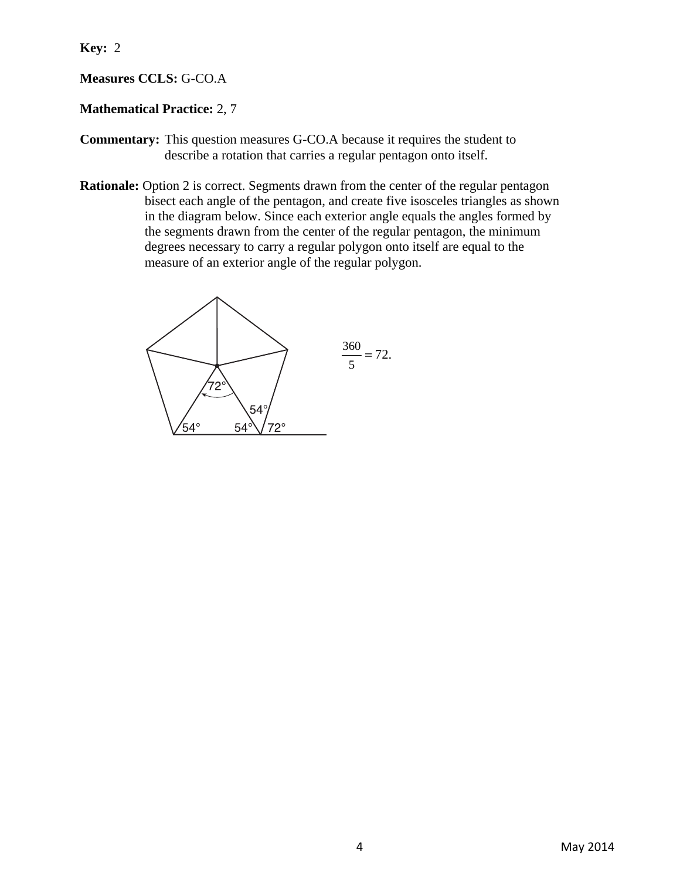**Key:** 2

**Measures CCLS:** G-CO.A

**Mathematical Practice:** 2, 7

**Commentary:** This question measures G-CO.A because it requires the student to describe a rotation that carries a regular pentagon onto itself.

**Rationale:** Option 2 is correct. Segments drawn from the center of the regular pentagon bisect each angle of the pentagon, and create five isosceles triangles as shown in the diagram below. Since each exterior angle equals the angles formed by the segments drawn from the center of the regular pentagon, the minimum degrees necessary to carry a regular polygon onto itself are equal to the measure of an exterior angle of the regular polygon.

$$\frac{360}{5} = 72.$$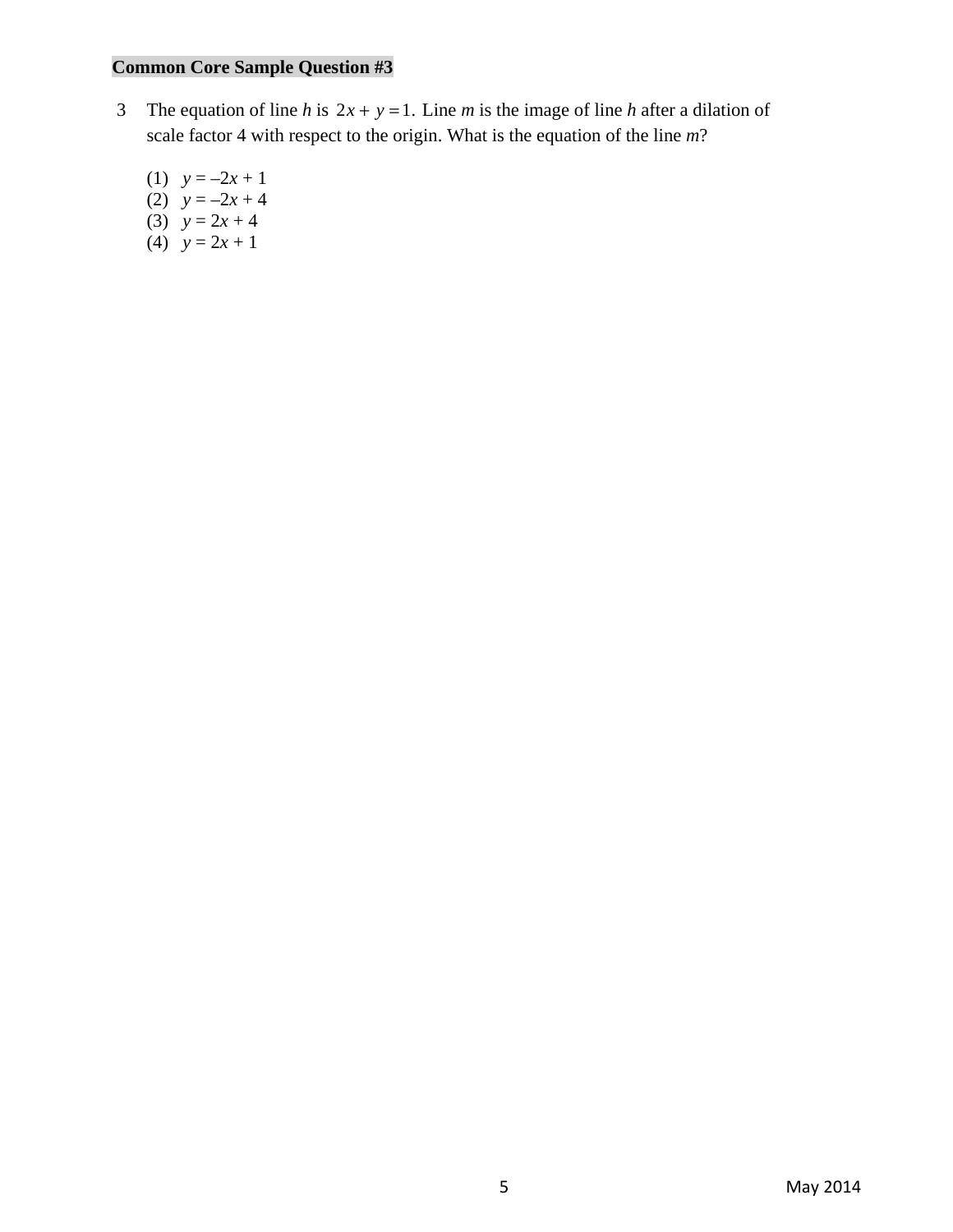**Common Core Sample Question #3**

3 The equation of line *h* is $2x + y = 1$. Line *m* is the image of line *h* after a dilation of scale factor 4 with respect to the origin. What is the equation of the line *m*?

(1) $y = -2x + 1$
(2) $y = -2x + 4$
(3) $y = 2x + 4$
(4) $y = 2x + 1$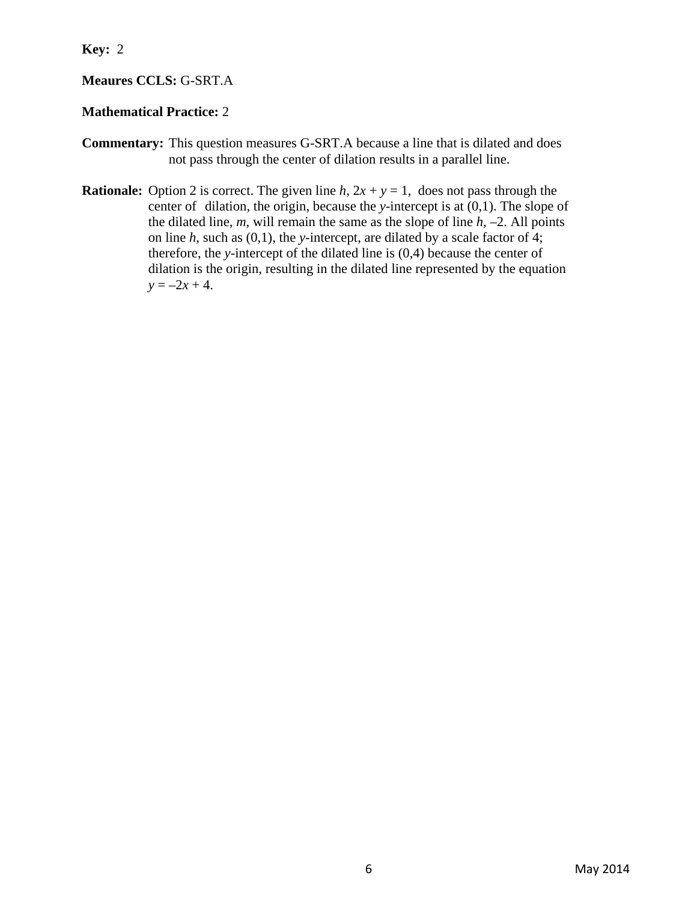**Key:** 2

**Meaures CCLS:** G-SRT.A

**Mathematical Practice:** 2

**Commentary:** This question measures G-SRT.A because a line that is dilated and does not pass through the center of dilation results in a parallel line.

**Rationale:** Option 2 is correct. The given line $h$, $2x + y = 1$, does not pass through the center of dilation, the origin, because the $y$-intercept is at (0,1). The slope of the dilated line, $m$, will remain the same as the slope of line $h$, $-2$. All points on line $h$, such as (0,1), the $y$-intercept, are dilated by a scale factor of 4; therefore, the $y$-intercept of the dilated line is (0,4) because the center of dilation is the origin, resulting in the dilated line represented by the equation $y = -2x + 4$.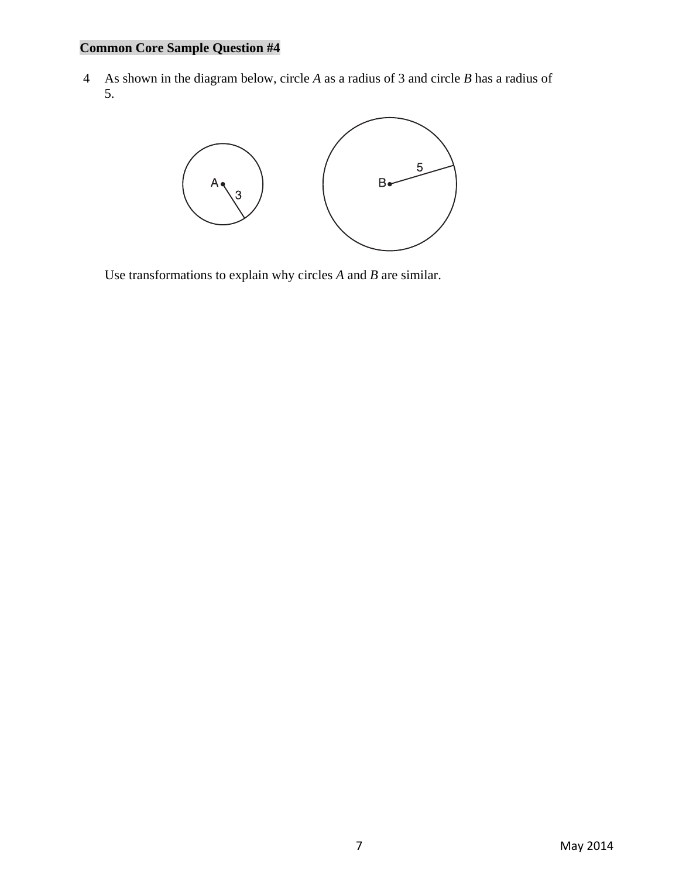**Common Core Sample Question #4**

4 As shown in the diagram below, circle *A* as a radius of 3 and circle *B* has a radius of 5.

Use transformations to explain why circles *A* and *B* are similar.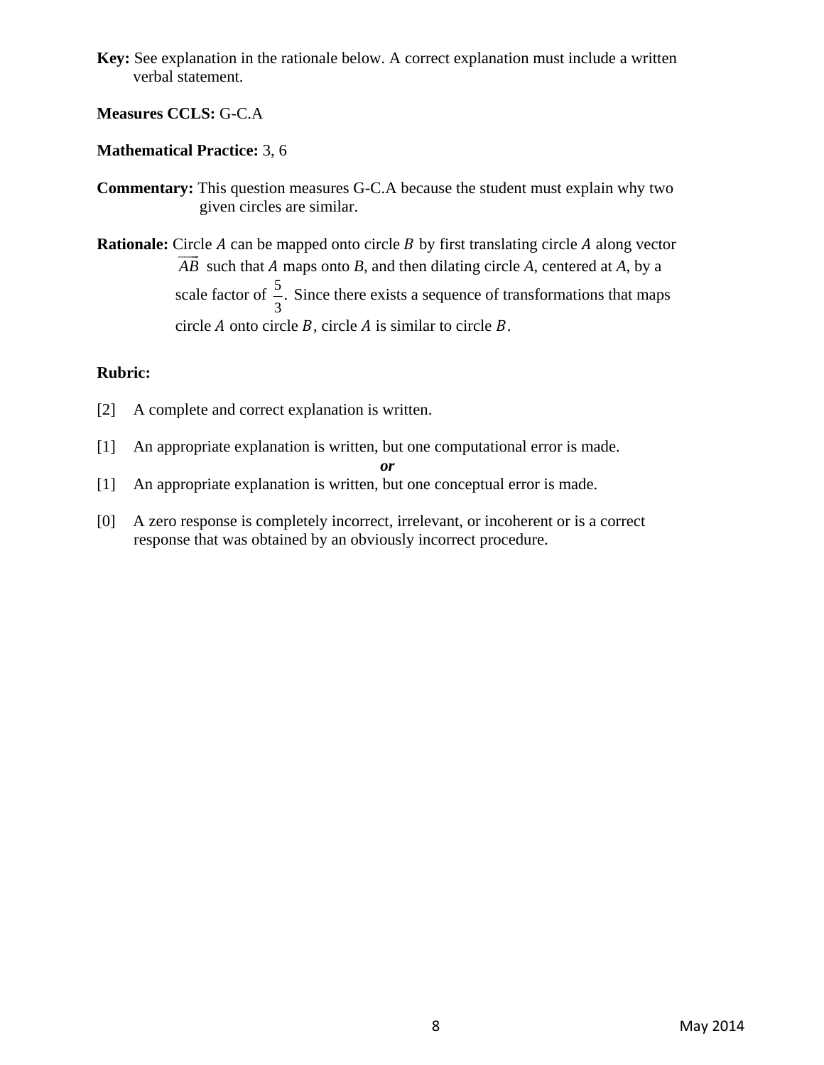**Key:** See explanation in the rationale below. A correct explanation must include a written verbal statement.

**Measures CCLS:** G-C.A

**Mathematical Practice:** 3, 6

**Commentary:** This question measures G-C.A because the student must explain why two given circles are similar.

**Rationale:** Circle $A$ can be mapped onto circle $B$ by first translating circle $A$ along vector $\overrightarrow{AB}$ such that $A$ maps onto $B$, and then dilating circle $A$, centered at $A$, by a scale factor of $\frac{5}{3}$. Since there exists a sequence of transformations that maps circle $A$ onto circle $B$, circle $A$ is similar to circle $B$.

**Rubric:**

[2] A complete and correct explanation is written.

[1] An appropriate explanation is written, but one computational error is made.

***or***

[1] An appropriate explanation is written, but one conceptual error is made.

[0] A zero response is completely incorrect, irrelevant, or incoherent or is a correct response that was obtained by an obviously incorrect procedure.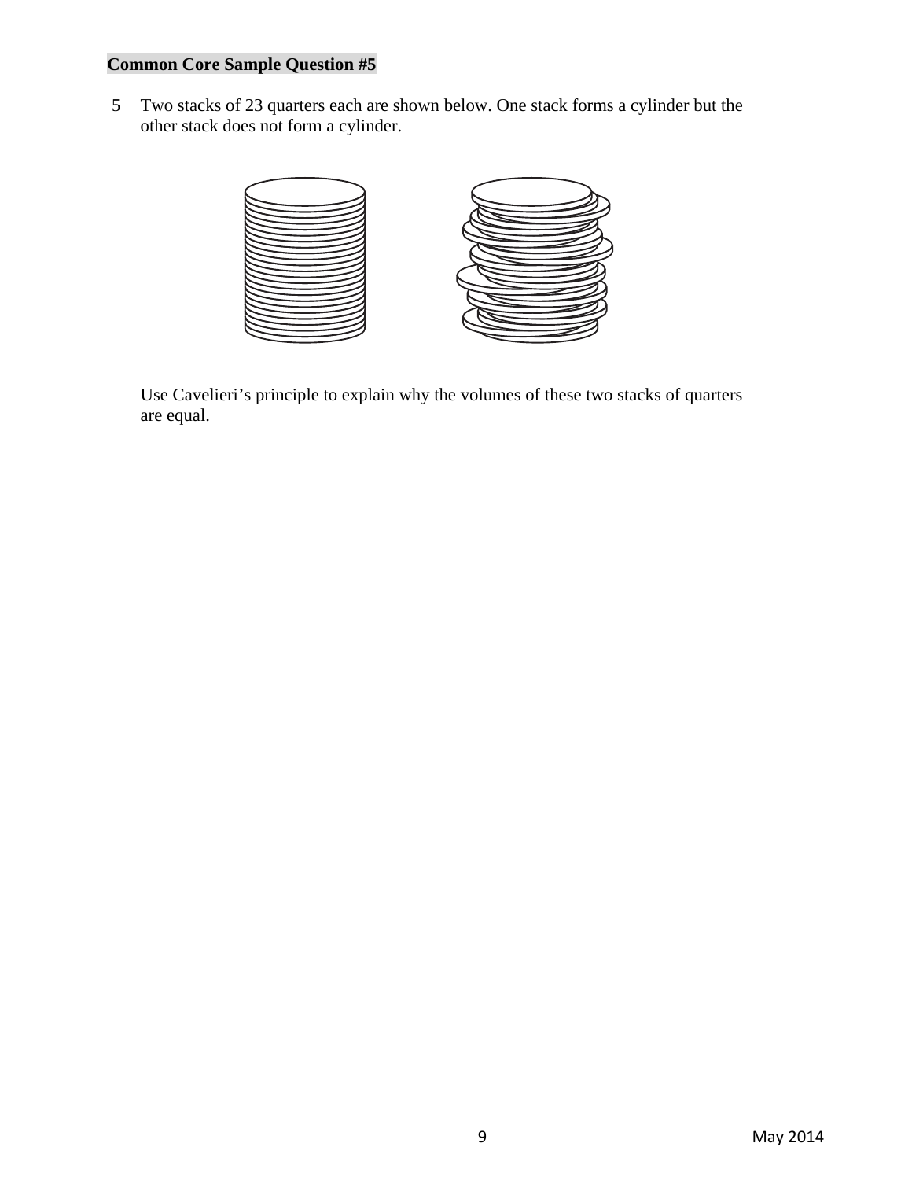**Common Core Sample Question #5**

5 Two stacks of 23 quarters each are shown below. One stack forms a cylinder but the other stack does not form a cylinder.

Use Cavelieri's principle to explain why the volumes of these two stacks of quarters are equal.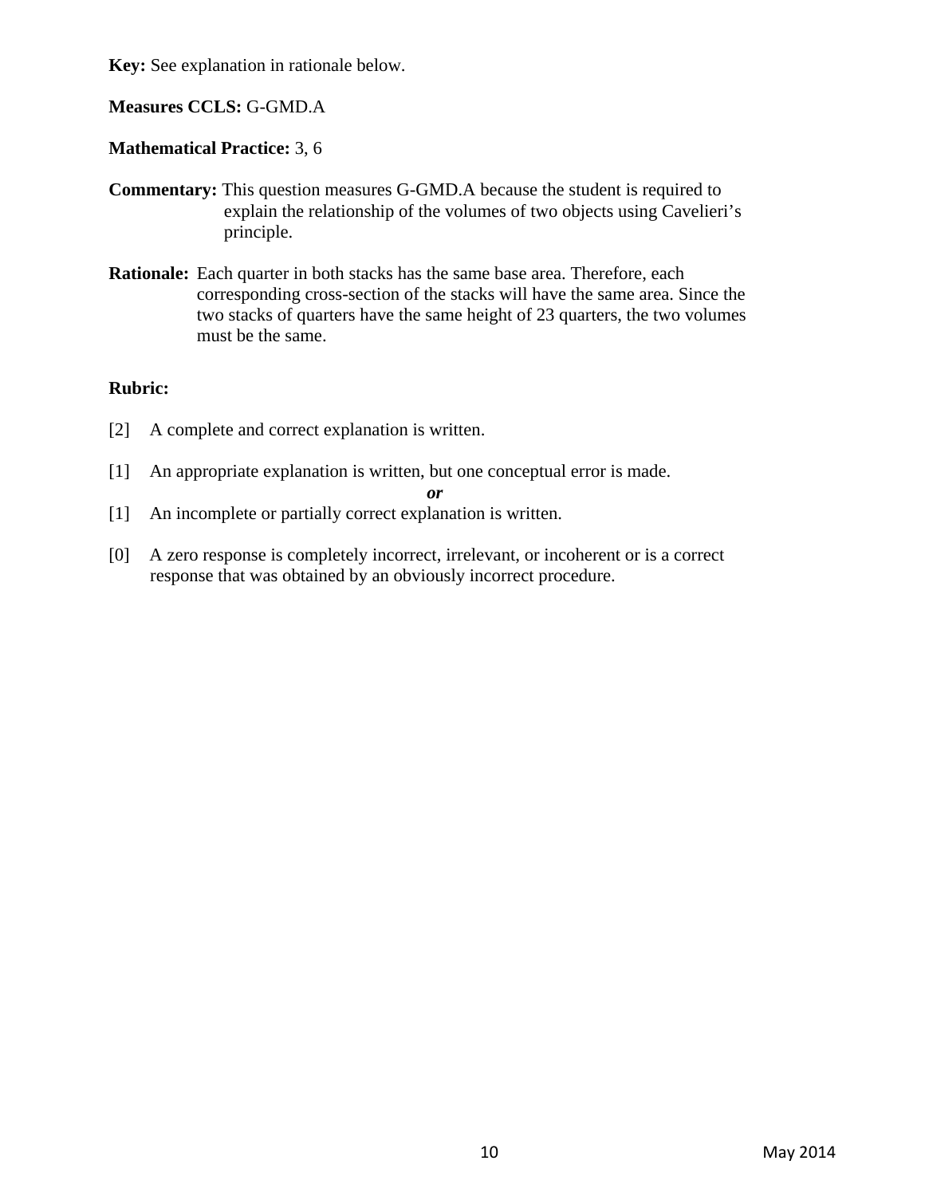**Key:** See explanation in rationale below.

**Measures CCLS:** G-GMD.A

**Mathematical Practice:** 3, 6

**Commentary:** This question measures G-GMD.A because the student is required to explain the relationship of the volumes of two objects using Cavelieri's principle.

**Rationale:** Each quarter in both stacks has the same base area. Therefore, each corresponding cross-section of the stacks will have the same area. Since the two stacks of quarters have the same height of 23 quarters, the two volumes must be the same.

**Rubric:**

[2] A complete and correct explanation is written.

[1] An appropriate explanation is written, but one conceptual error is made.

*or*

[1] An incomplete or partially correct explanation is written.

[0] A zero response is completely incorrect, irrelevant, or incoherent or is a correct response that was obtained by an obviously incorrect procedure.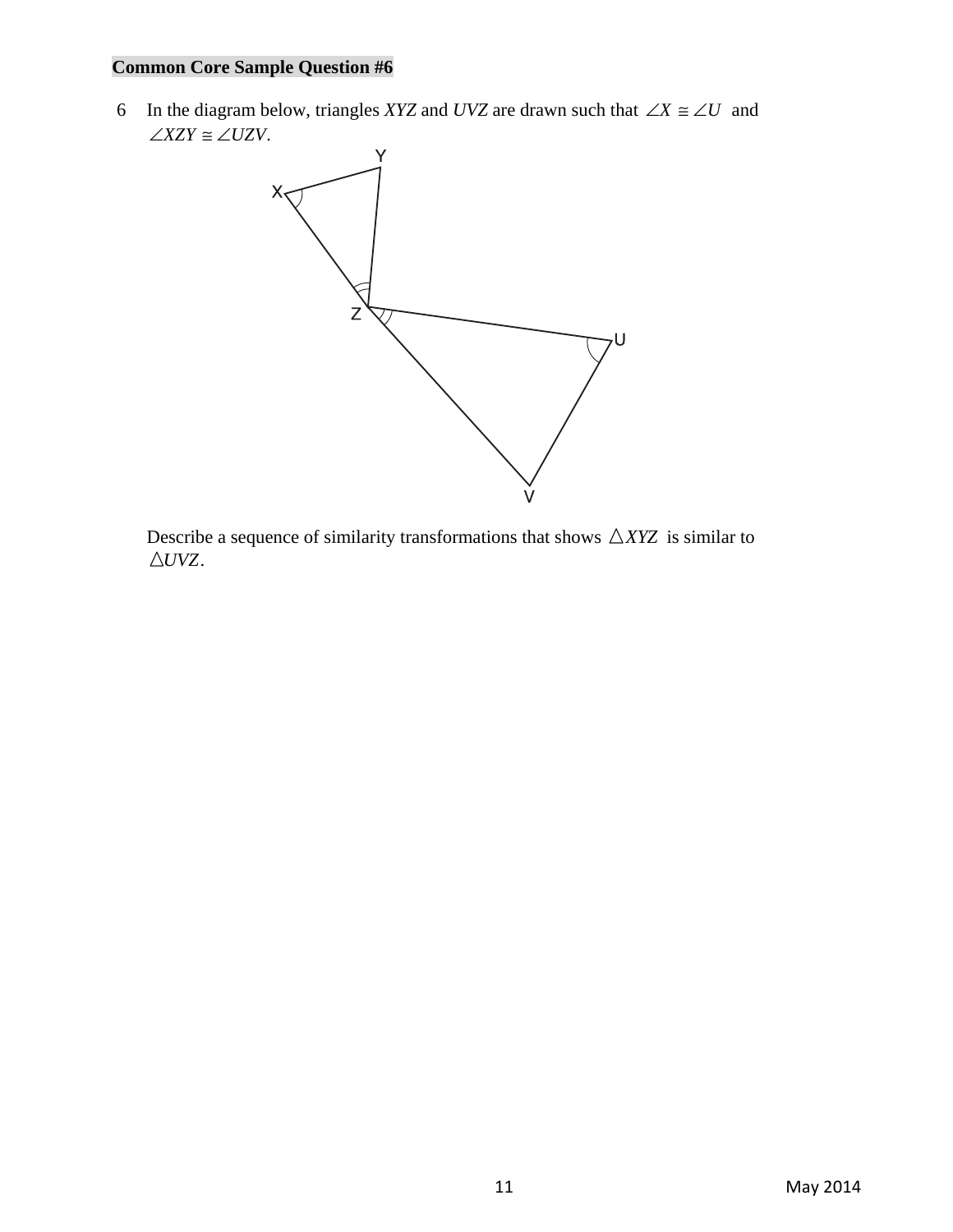**Common Core Sample Question #6**

6 In the diagram below, triangles *XYZ* and *UVZ* are drawn such that $\angle X \cong \angle U$ and $\angle XZY \cong \angle UZV$.

Describe a sequence of similarity transformations that shows $\triangle XYZ$ is similar to $\triangle UVZ$.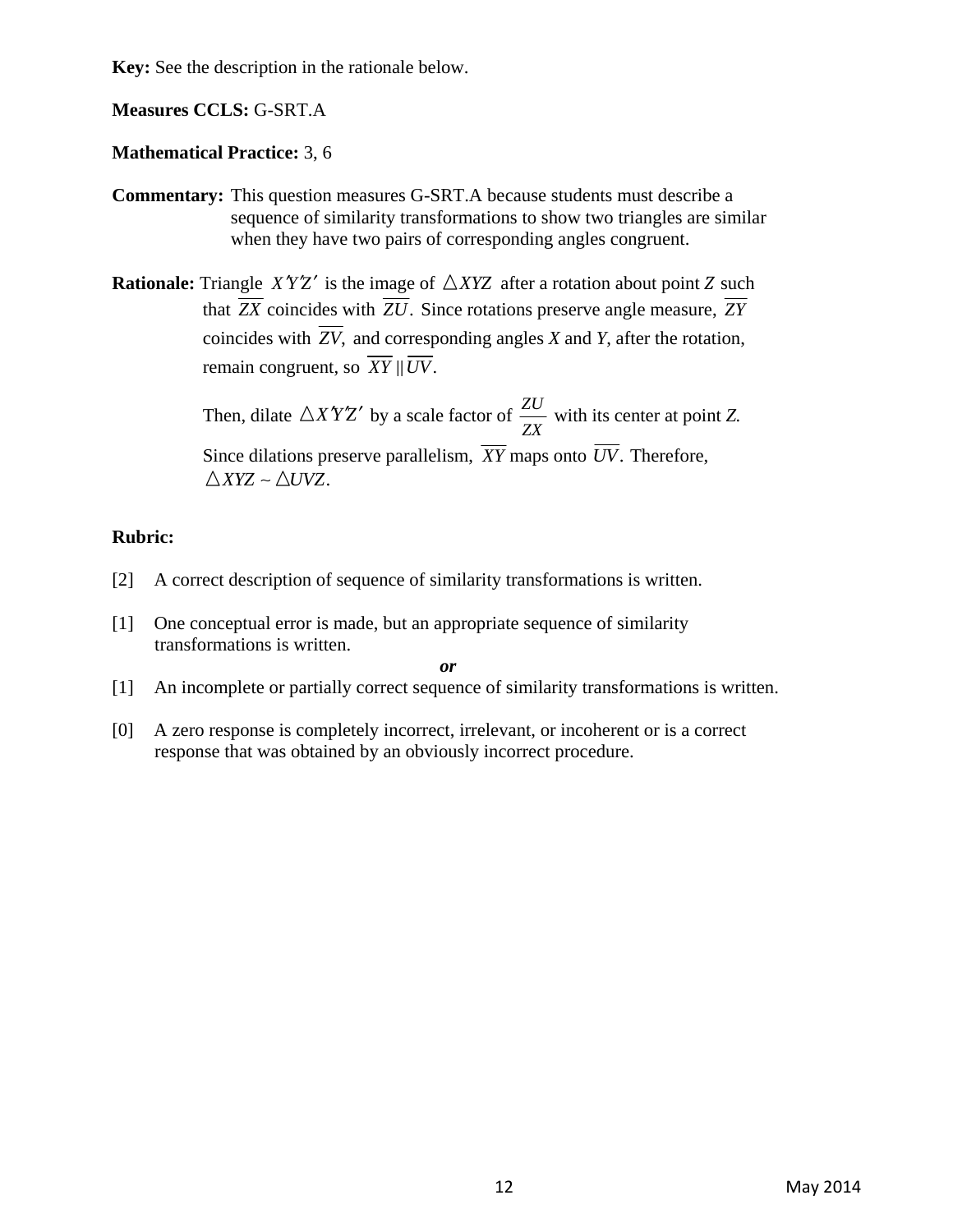**Key:** See the description in the rationale below.

**Measures CCLS:** G-SRT.A

**Mathematical Practice:** 3, 6

**Commentary:** This question measures G-SRT.A because students must describe a sequence of similarity transformations to show two triangles are similar when they have two pairs of corresponding angles congruent.

**Rationale:** Triangle $X'Y'Z'$ is the image of $\triangle XYZ$ after a rotation about point $Z$ such that $\overline{ZX}$ coincides with $\overline{ZU}$. Since rotations preserve angle measure, $\overline{ZY}$ coincides with $\overline{ZV}$, and corresponding angles $X$ and $Y$, after the rotation, remain congruent, so $\overline{XY} \parallel \overline{UV}$.

Then, dilate $\triangle X'Y'Z'$ by a scale factor of $\frac{ZU}{ZX}$ with its center at point $Z$. Since dilations preserve parallelism, $\overline{XY}$ maps onto $\overline{UV}$. Therefore, $\triangle XYZ \sim \triangle UVZ$.

**Rubric:**

[2] A correct description of sequence of similarity transformations is written.

[1] One conceptual error is made, but an appropriate sequence of similarity transformations is written.

*or*

[1] An incomplete or partially correct sequence of similarity transformations is written.

[0] A zero response is completely incorrect, irrelevant, or incoherent or is a correct response that was obtained by an obviously incorrect procedure.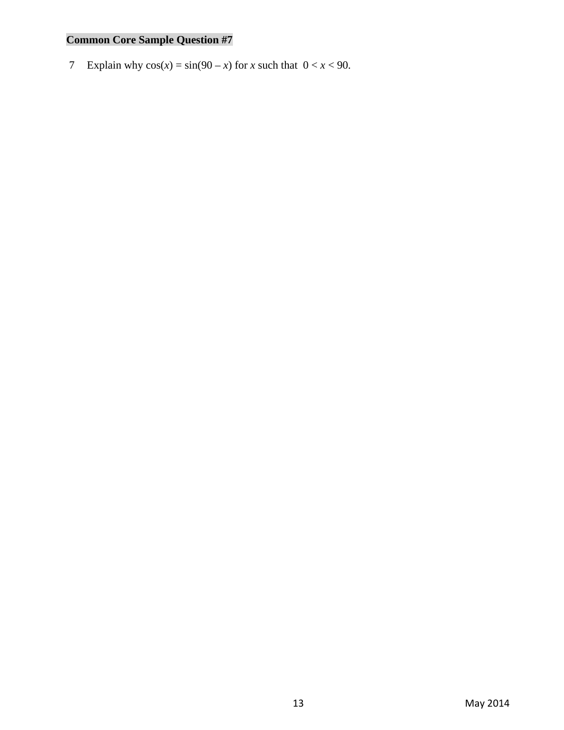**Common Core Sample Question #7**

7 Explain why $\cos(x) = \sin(90 - x)$ for $x$ such that $0 < x < 90$.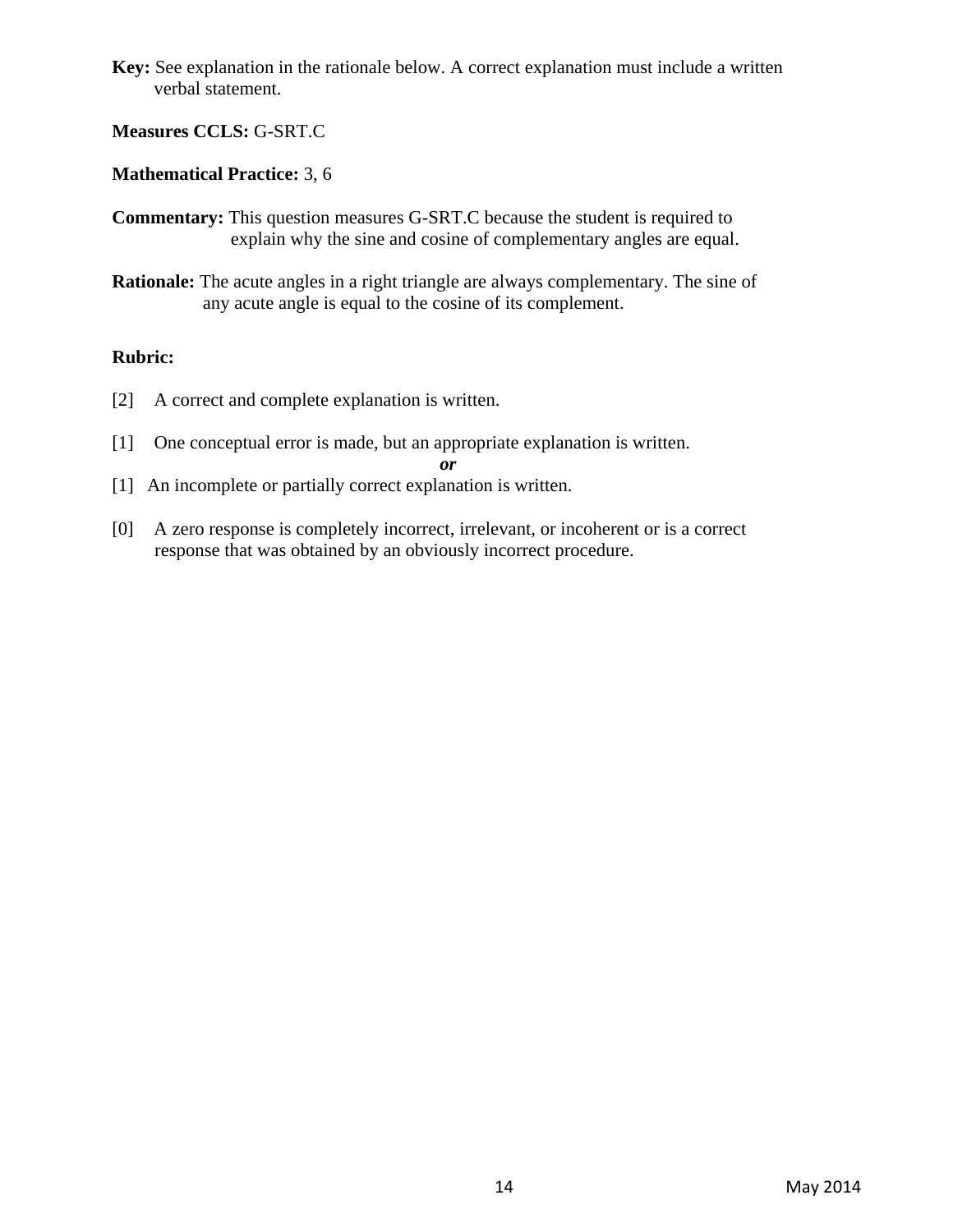**Key:** See explanation in the rationale below. A correct explanation must include a written verbal statement.

**Measures CCLS:** G-SRT.C

**Mathematical Practice:** 3, 6

**Commentary:** This question measures G-SRT.C because the student is required to explain why the sine and cosine of complementary angles are equal.

**Rationale:** The acute angles in a right triangle are always complementary. The sine of any acute angle is equal to the cosine of its complement.

**Rubric:**

[2] A correct and complete explanation is written.

[1] One conceptual error is made, but an appropriate explanation is written.

***or***

[1] An incomplete or partially correct explanation is written.

[0] A zero response is completely incorrect, irrelevant, or incoherent or is a correct response that was obtained by an obviously incorrect procedure.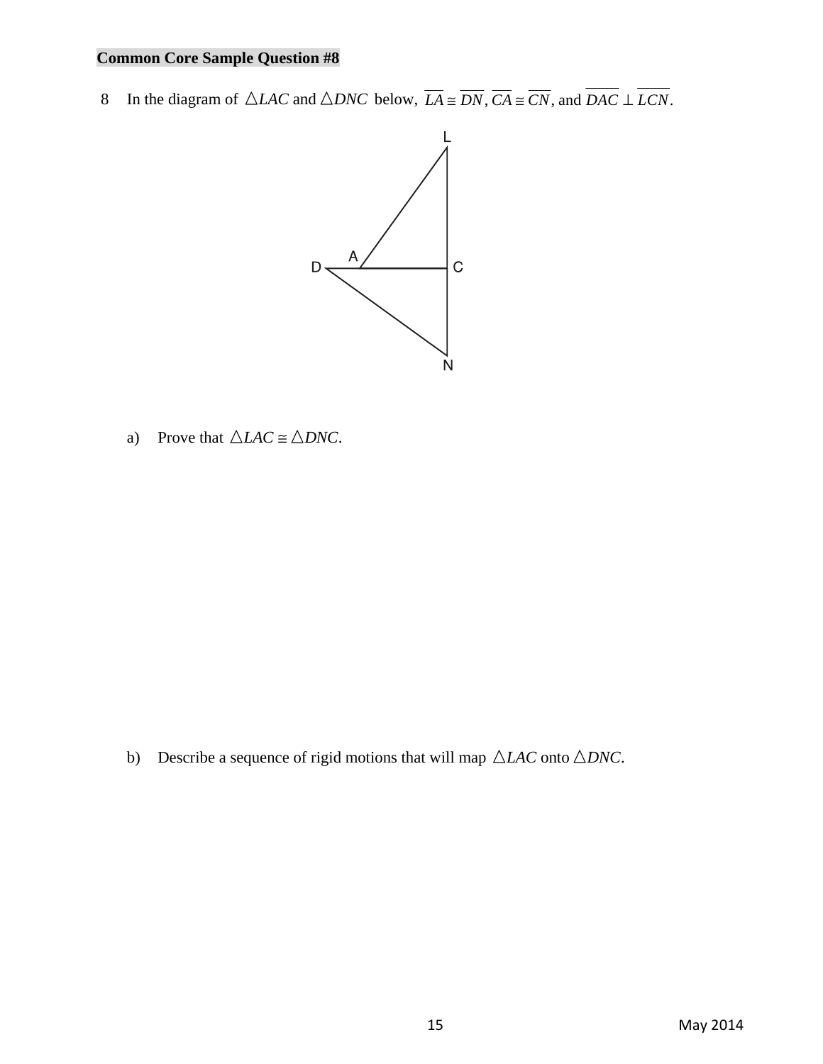**Common Core Sample Question #8**

8 In the diagram of $\triangle LAC$ and $\triangle DNC$ below, $\overline{LA} \cong \overline{DN}$, $\overline{CA} \cong \overline{CN}$, and $\overline{DAC} \perp \overline{LCN}$.

a) Prove that $\triangle LAC \cong \triangle DNC$.

b) Describe a sequence of rigid motions that will map $\triangle LAC$ onto $\triangle DNC$.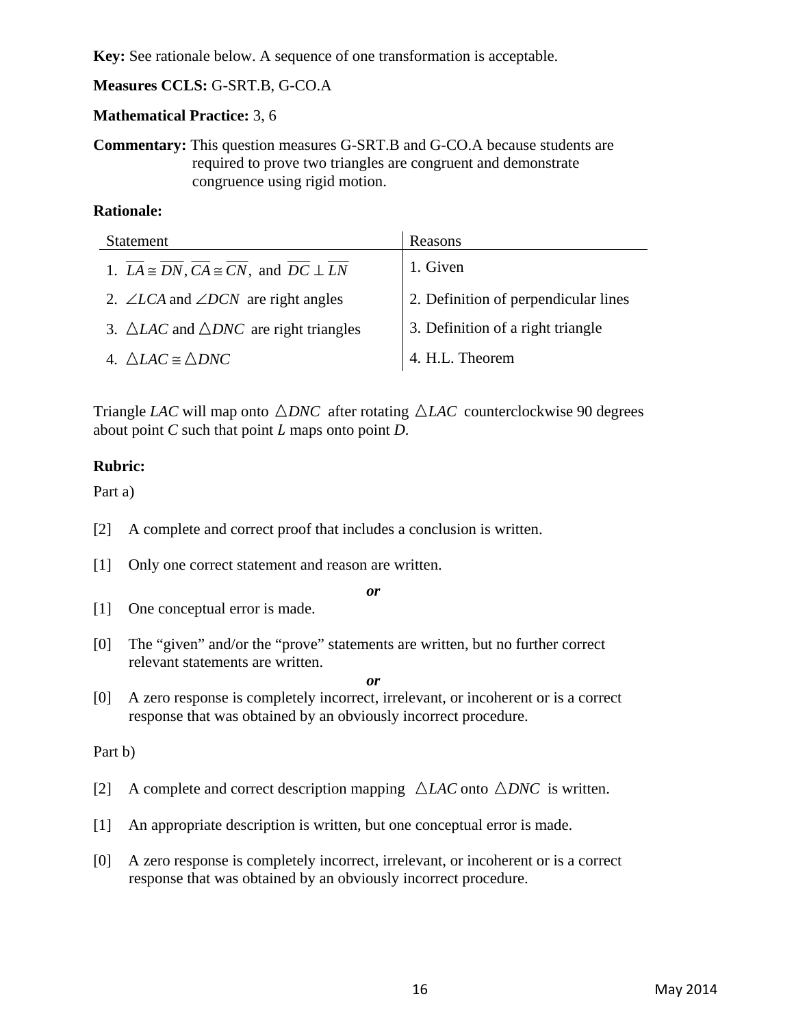**Key:** See rationale below. A sequence of one transformation is acceptable.

**Measures CCLS:** G-SRT.B, G-CO.A

**Mathematical Practice:** 3, 6

**Commentary:** This question measures G-SRT.B and G-CO.A because students are required to prove two triangles are congruent and demonstrate congruence using rigid motion.

**Rationale:**

| Statement | Reasons |
|---|---|
| 1. $\overline{LA} \cong \overline{DN}$, $\overline{CA} \cong \overline{CN}$, and $\overline{DC} \perp \overline{LN}$ | 1. Given |
| 2. $\angle LCA$ and $\angle DCN$ are right angles | 2. Definition of perpendicular lines |
| 3. $\triangle LAC$ and $\triangle DNC$ are right triangles | 3. Definition of a right triangle |
| 4. $\triangle LAC \cong \triangle DNC$ | 4. H.L. Theorem |

Triangle *LAC* will map onto $\triangle DNC$ after rotating $\triangle LAC$ counterclockwise 90 degrees about point *C* such that point *L* maps onto point *D*.

**Rubric:**

Part a)

[2] A complete and correct proof that includes a conclusion is written.

[1] Only one correct statement and reason are written.

*or*

[1] One conceptual error is made.

[0] The "given" and/or the "prove" statements are written, but no further correct relevant statements are written.

*or*

[0] A zero response is completely incorrect, irrelevant, or incoherent or is a correct response that was obtained by an obviously incorrect procedure.

Part b)

[2] A complete and correct description mapping $\triangle LAC$ onto $\triangle DNC$ is written.

[1] An appropriate description is written, but one conceptual error is made.

[0] A zero response is completely incorrect, irrelevant, or incoherent or is a correct response that was obtained by an obviously incorrect procedure.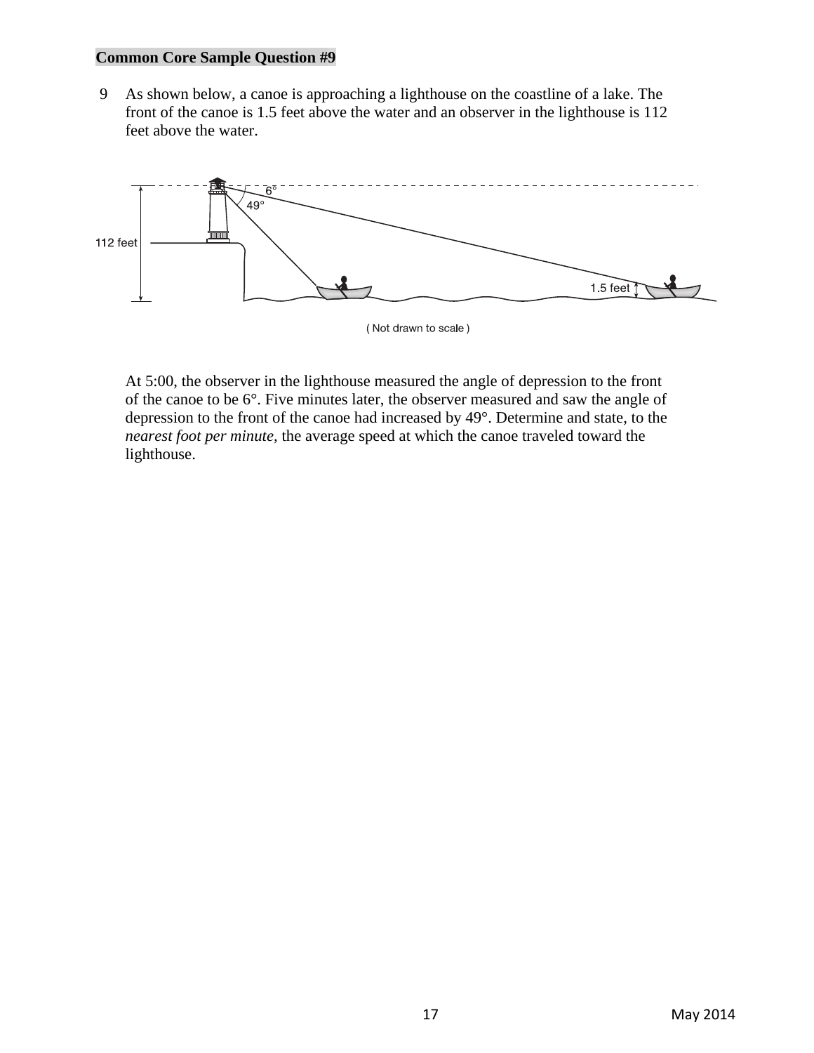**Common Core Sample Question #9**

9 As shown below, a canoe is approaching a lighthouse on the coastline of a lake. The front of the canoe is 1.5 feet above the water and an observer in the lighthouse is 112 feet above the water.

At 5:00, the observer in the lighthouse measured the angle of depression to the front of the canoe to be 6°. Five minutes later, the observer measured and saw the angle of depression to the front of the canoe had increased by 49°. Determine and state, to the *nearest foot per minute*, the average speed at which the canoe traveled toward the lighthouse.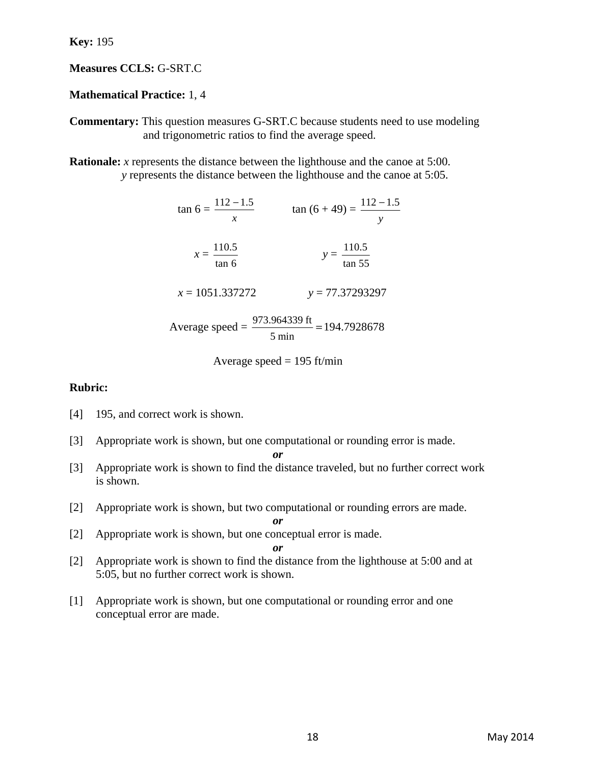**Key:** 195

**Measures CCLS:** G-SRT.C

**Mathematical Practice:** 1, 4

**Commentary:** This question measures G-SRT.C because students need to use modeling and trigonometric ratios to find the average speed.

**Rationale:** $x$ represents the distance between the lighthouse and the canoe at 5:00.
$y$ represents the distance between the lighthouse and the canoe at 5:05.

$$\tan 6 = \frac{112 - 1.5}{x} \qquad \tan(6 + 49) = \frac{112 - 1.5}{y}$$

$$x = \frac{110.5}{\tan 6} \qquad y = \frac{110.5}{\tan 55}$$

$$x = 1051.337272 \qquad y = 77.37293297$$

$$\text{Average speed} = \frac{973.964339 \text{ ft}}{5 \text{ min}} = 194.7928678$$

$$\text{Average speed} = 195 \text{ ft/min}$$

**Rubric:**

[4] 195, and correct work is shown.

[3] Appropriate work is shown, but one computational or rounding error is made.

***or***

[3] Appropriate work is shown to find the distance traveled, but no further correct work is shown.

[2] Appropriate work is shown, but two computational or rounding errors are made.

***or***

[2] Appropriate work is shown, but one conceptual error is made.

***or***

[2] Appropriate work is shown to find the distance from the lighthouse at 5:00 and at 5:05, but no further correct work is shown.

[1] Appropriate work is shown, but one computational or rounding error and one conceptual error are made.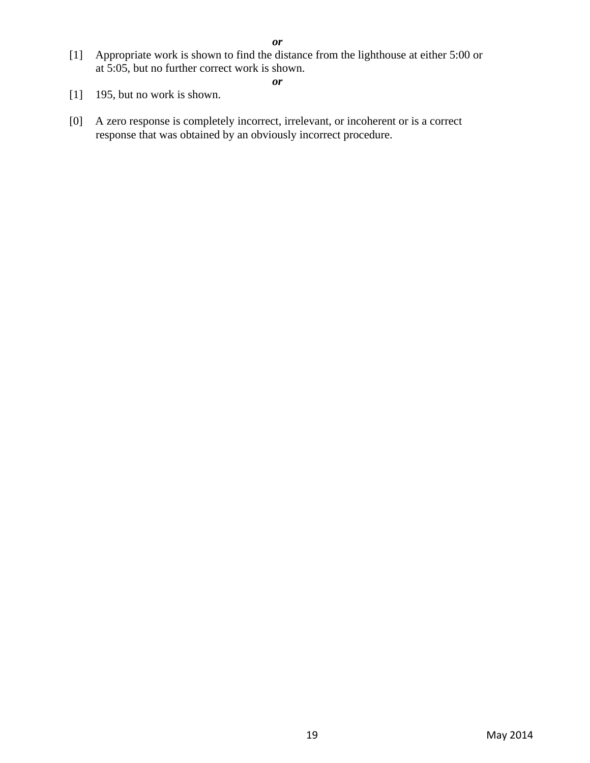*or*

[1] Appropriate work is shown to find the distance from the lighthouse at either 5:00 or at 5:05, but no further correct work is shown.

*or*

[1] 195, but no work is shown.

[0] A zero response is completely incorrect, irrelevant, or incoherent or is a correct response that was obtained by an obviously incorrect procedure.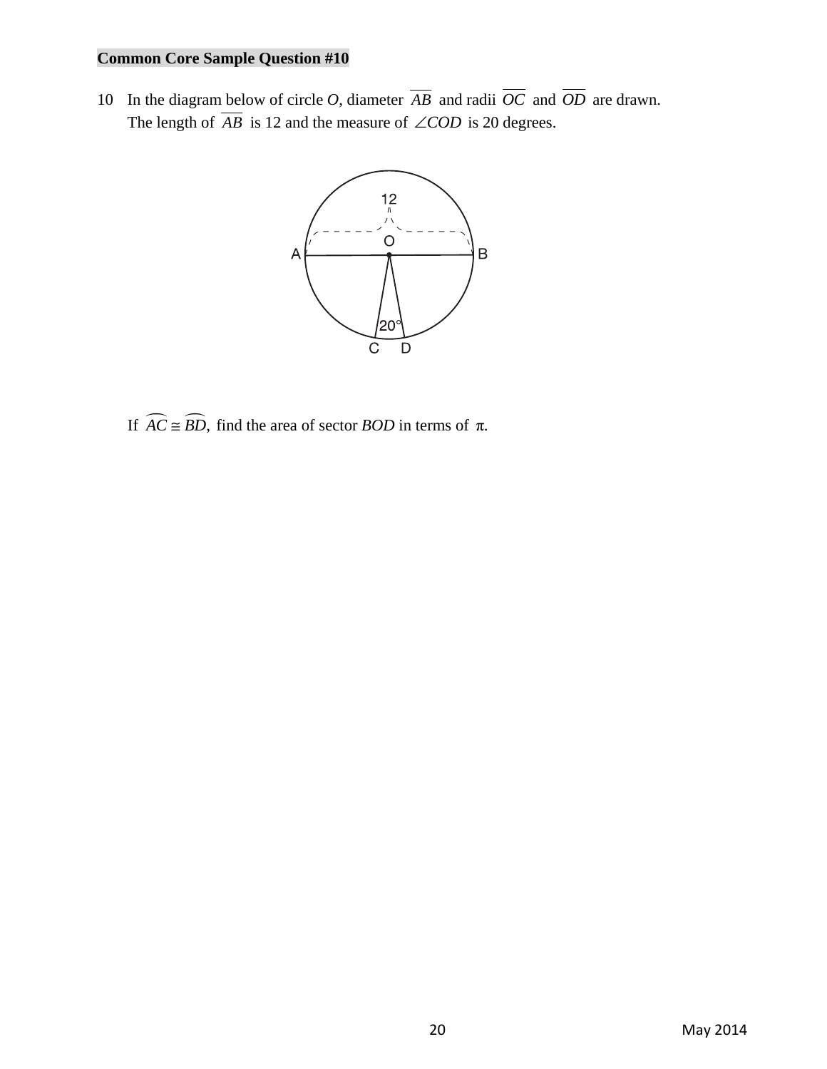**Common Core Sample Question #10**

10 In the diagram below of circle $O$, diameter $\overline{AB}$ and radii $\overline{OC}$ and $\overline{OD}$ are drawn. The length of $\overline{AB}$ is 12 and the measure of $\angle COD$ is 20 degrees.

If $\overset{\frown}{AC} \cong \overset{\frown}{BD}$, find the area of sector $BOD$ in terms of $\pi$.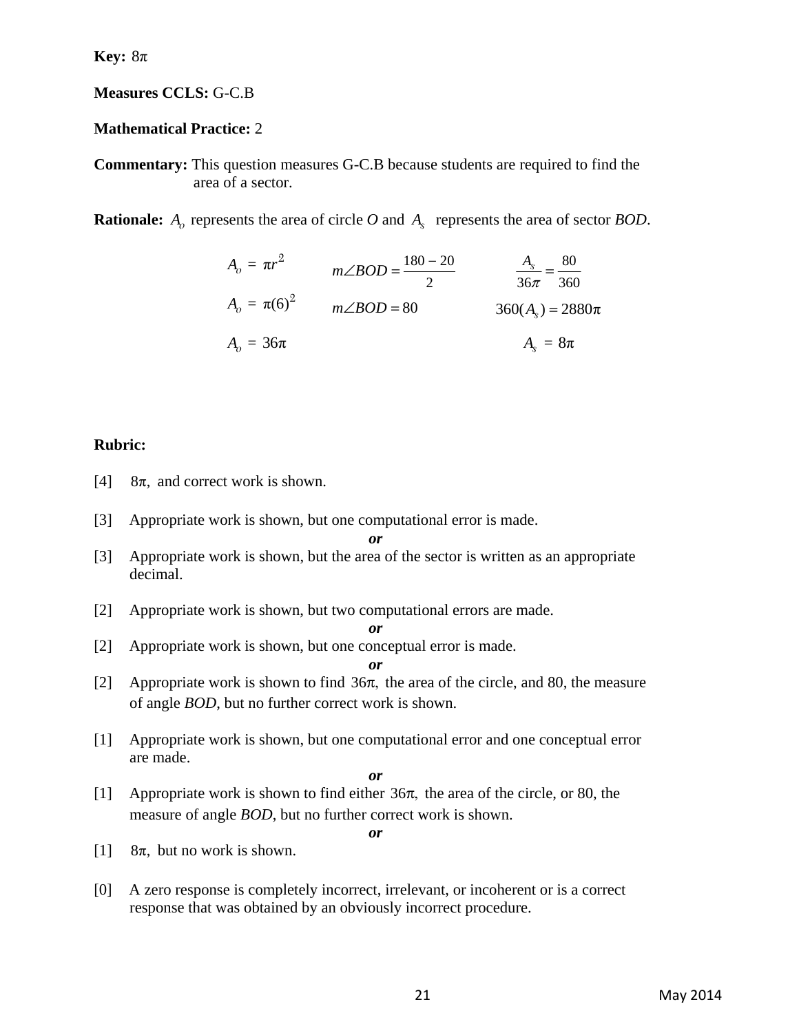**Key:** $8\pi$

**Measures CCLS:** G-C.B

**Mathematical Practice:** 2

**Commentary:** This question measures G-C.B because students are required to find the area of a sector.

**Rationale:** $A_o$ represents the area of circle *O* and $A_s$ represents the area of sector *BOD*.

$$A_o = \pi r^2 \qquad m\angle BOD = \frac{180-20}{2} \qquad \frac{A_s}{36\pi} = \frac{80}{360}$$

$$A_o = \pi(6)^2 \qquad m\angle BOD = 80 \qquad 360(A_s) = 2880\pi$$

$$A_o = 36\pi \qquad A_s = 8\pi$$

**Rubric:**

[4] $8\pi$, and correct work is shown.

[3] Appropriate work is shown, but one computational error is made.

*or*

[3] Appropriate work is shown, but the area of the sector is written as an appropriate decimal.

[2] Appropriate work is shown, but two computational errors are made.

*or*

[2] Appropriate work is shown, but one conceptual error is made.

*or*

[2] Appropriate work is shown to find $36\pi$, the area of the circle, and 80, the measure of angle *BOD*, but no further correct work is shown.

[1] Appropriate work is shown, but one computational error and one conceptual error are made.

*or*

[1] Appropriate work is shown to find either $36\pi$, the area of the circle, or 80, the measure of angle *BOD*, but no further correct work is shown.

*or*

[1] $8\pi$, but no work is shown.

[0] A zero response is completely incorrect, irrelevant, or incoherent or is a correct response that was obtained by an obviously incorrect procedure.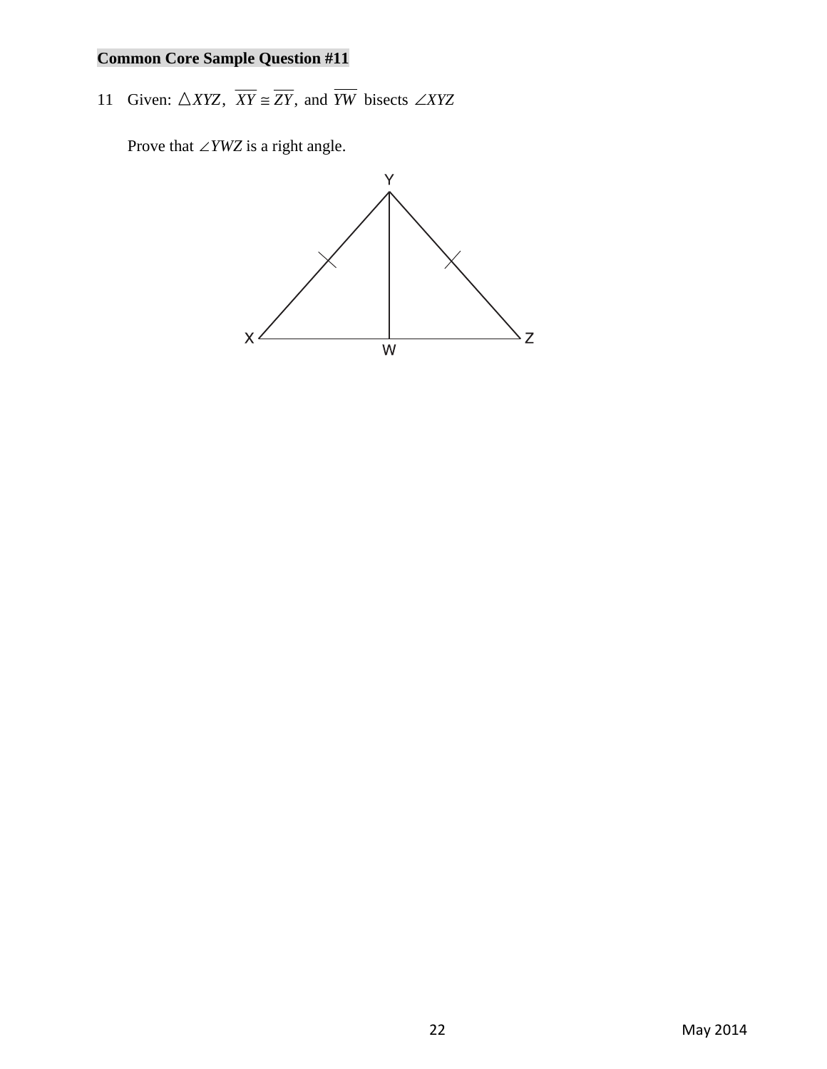**Common Core Sample Question #11**

11 Given: $\triangle XYZ$, $\overline{XY} \cong \overline{ZY}$, and $\overline{YW}$ bisects $\angle XYZ$

Prove that $\angle YWZ$ is a right angle.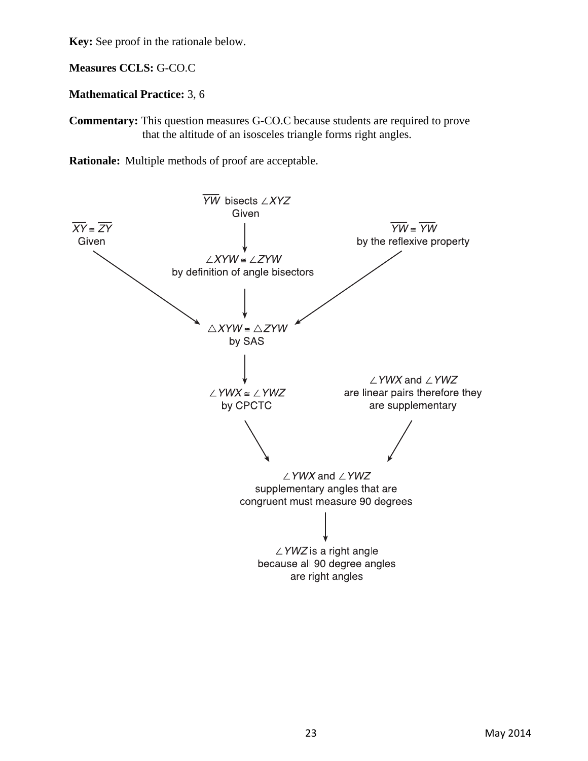**Key:** See proof in the rationale below.

**Measures CCLS:** G-CO.C

**Mathematical Practice:** 3, 6

**Commentary:** This question measures G-CO.C because students are required to prove that the altitude of an isosceles triangle forms right angles.

**Rationale:** Multiple methods of proof are acceptable.

$\overline{XY} \cong \overline{ZY}$
Given

$\overline{YW}$ bisects $\angle XYZ$
Given

$\overline{YW} \cong \overline{YW}$
by the reflexive property

$\angle XYW \cong \angle ZYW$
by definition of angle bisectors

$\triangle XYW \cong \triangle ZYW$
by SAS

$\angle YWX \cong \angle YWZ$
by CPCTC

$\angle YWX$ and $\angle YWZ$
are linear pairs therefore they are supplementary

$\angle YWX$ and $\angle YWZ$
supplementary angles that are congruent must measure 90 degrees

$\angle YWZ$ is a right angle
because all 90 degree angles are right angles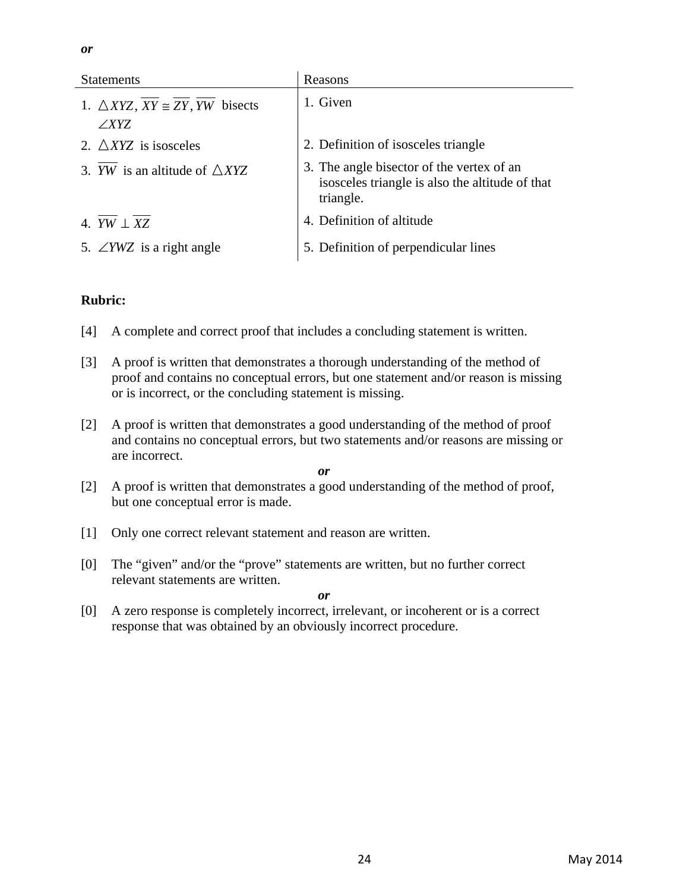***or***

| Statements | Reasons |
| --- | --- |
| 1. $\triangle XYZ$, $\overline{XY} \cong \overline{ZY}$, $\overline{YW}$ bisects $\angle XYZ$ | 1. Given |
| 2. $\triangle XYZ$ is isosceles | 2. Definition of isosceles triangle |
| 3. $\overline{YW}$ is an altitude of $\triangle XYZ$ | 3. The angle bisector of the vertex of an isosceles triangle is also the altitude of that triangle. |
| 4. $\overline{YW} \perp \overline{XZ}$ | 4. Definition of altitude |
| 5. $\angle YWZ$ is a right angle | 5. Definition of perpendicular lines |

**Rubric:**

[4] A complete and correct proof that includes a concluding statement is written.

[3] A proof is written that demonstrates a thorough understanding of the method of proof and contains no conceptual errors, but one statement and/or reason is missing or is incorrect, or the concluding statement is missing.

[2] A proof is written that demonstrates a good understanding of the method of proof and contains no conceptual errors, but two statements and/or reasons are missing or are incorrect.

***or***

[2] A proof is written that demonstrates a good understanding of the method of proof, but one conceptual error is made.

[1] Only one correct relevant statement and reason are written.

[0] The "given" and/or the "prove" statements are written, but no further correct relevant statements are written.

***or***

[0] A zero response is completely incorrect, irrelevant, or incoherent or is a correct response that was obtained by an obviously incorrect procedure.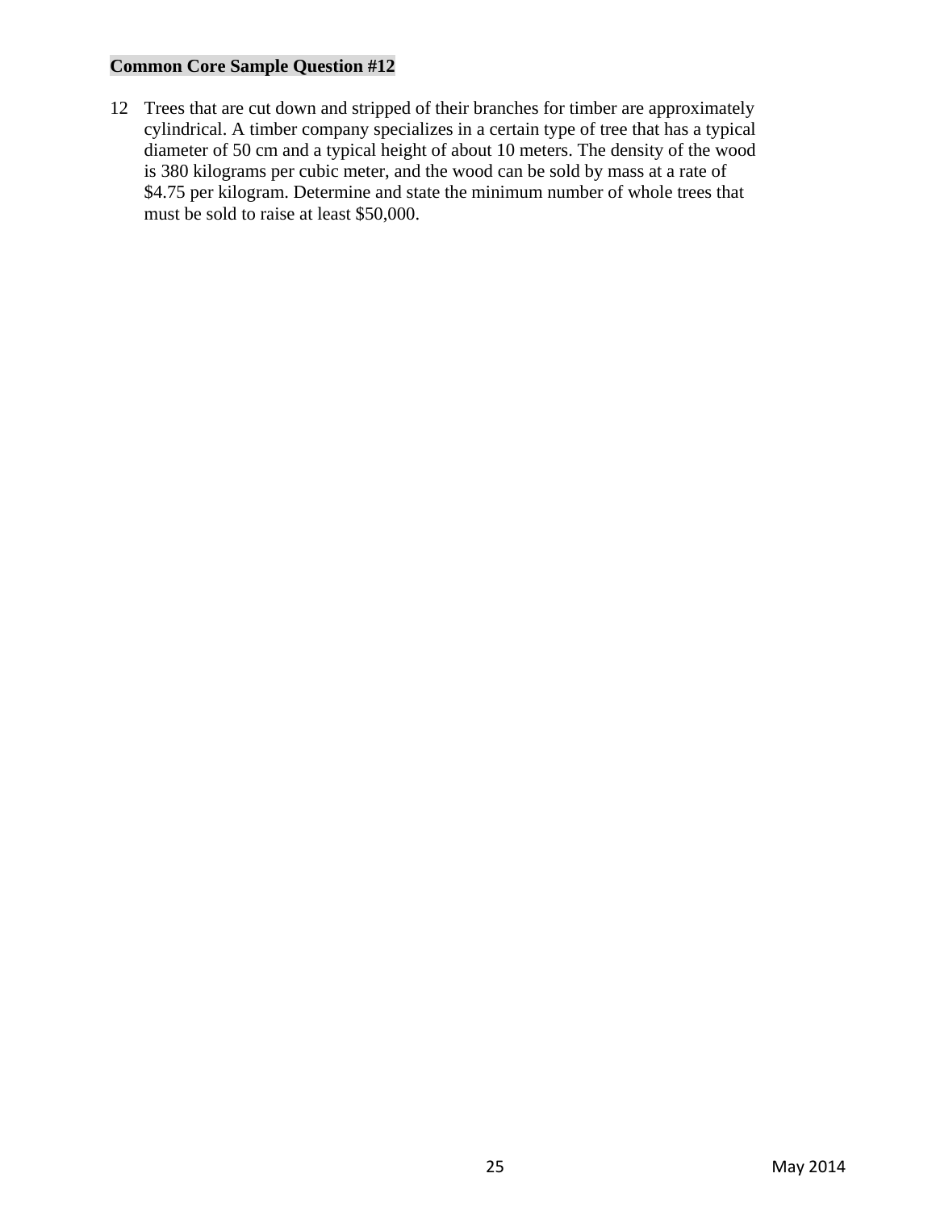**Common Core Sample Question #12**

12 Trees that are cut down and stripped of their branches for timber are approximately cylindrical. A timber company specializes in a certain type of tree that has a typical diameter of 50 cm and a typical height of about 10 meters. The density of the wood is 380 kilograms per cubic meter, and the wood can be sold by mass at a rate of $4.75 per kilogram. Determine and state the minimum number of whole trees that must be sold to raise at least $50,000.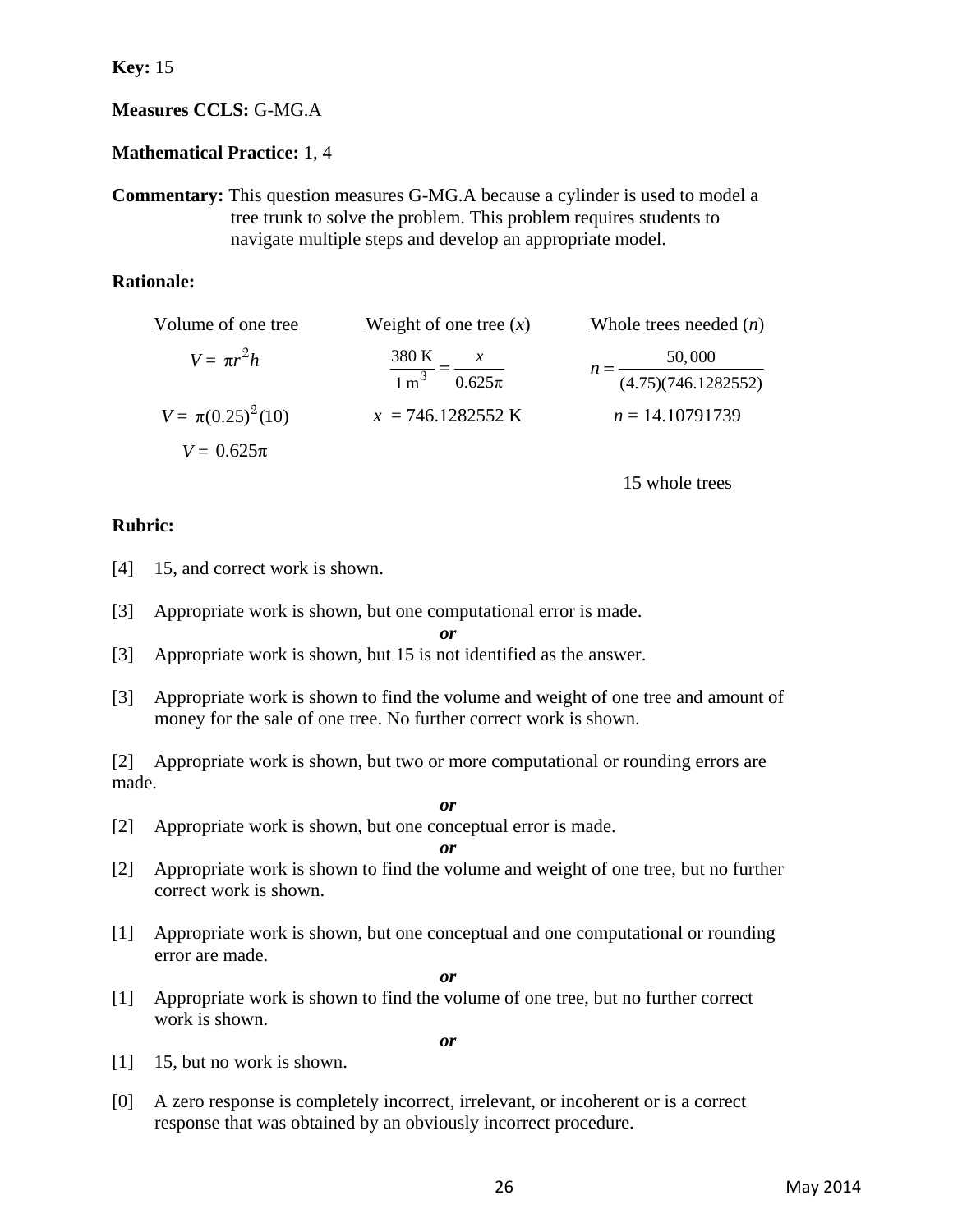**Key:** 15

**Measures CCLS:** G-MG.A

**Mathematical Practice:** 1, 4

**Commentary:** This question measures G-MG.A because a cylinder is used to model a tree trunk to solve the problem. This problem requires students to navigate multiple steps and develop an appropriate model.

**Rationale:**

| Volume of one tree | Weight of one tree ($x$) | Whole trees needed ($n$) |
|---|---|---|
| $V = \pi r^2 h$ | $\frac{380 \text{ K}}{1 \text{ m}^3} = \frac{x}{0.625\pi}$ | $n = \frac{50,000}{(4.75)(746.1282552)}$ |
| $V = \pi(0.25)^2(10)$ | $x = 746.1282552 \text{ K}$ | $n = 14.10791739$ |
| $V = 0.625\pi$ | | |
| | | 15 whole trees |

**Rubric:**

[4] 15, and correct work is shown.

[3] Appropriate work is shown, but one computational error is made.

*or*

[3] Appropriate work is shown, but 15 is not identified as the answer.

[3] Appropriate work is shown to find the volume and weight of one tree and amount of money for the sale of one tree. No further correct work is shown.

[2] Appropriate work is shown, but two or more computational or rounding errors are made.

*or*

[2] Appropriate work is shown, but one conceptual error is made.

*or*

[2] Appropriate work is shown to find the volume and weight of one tree, but no further correct work is shown.

[1] Appropriate work is shown, but one conceptual and one computational or rounding error are made.

*or*

[1] Appropriate work is shown to find the volume of one tree, but no further correct work is shown.

*or*

[1] 15, but no work is shown.

[0] A zero response is completely incorrect, irrelevant, or incoherent or is a correct response that was obtained by an obviously incorrect procedure.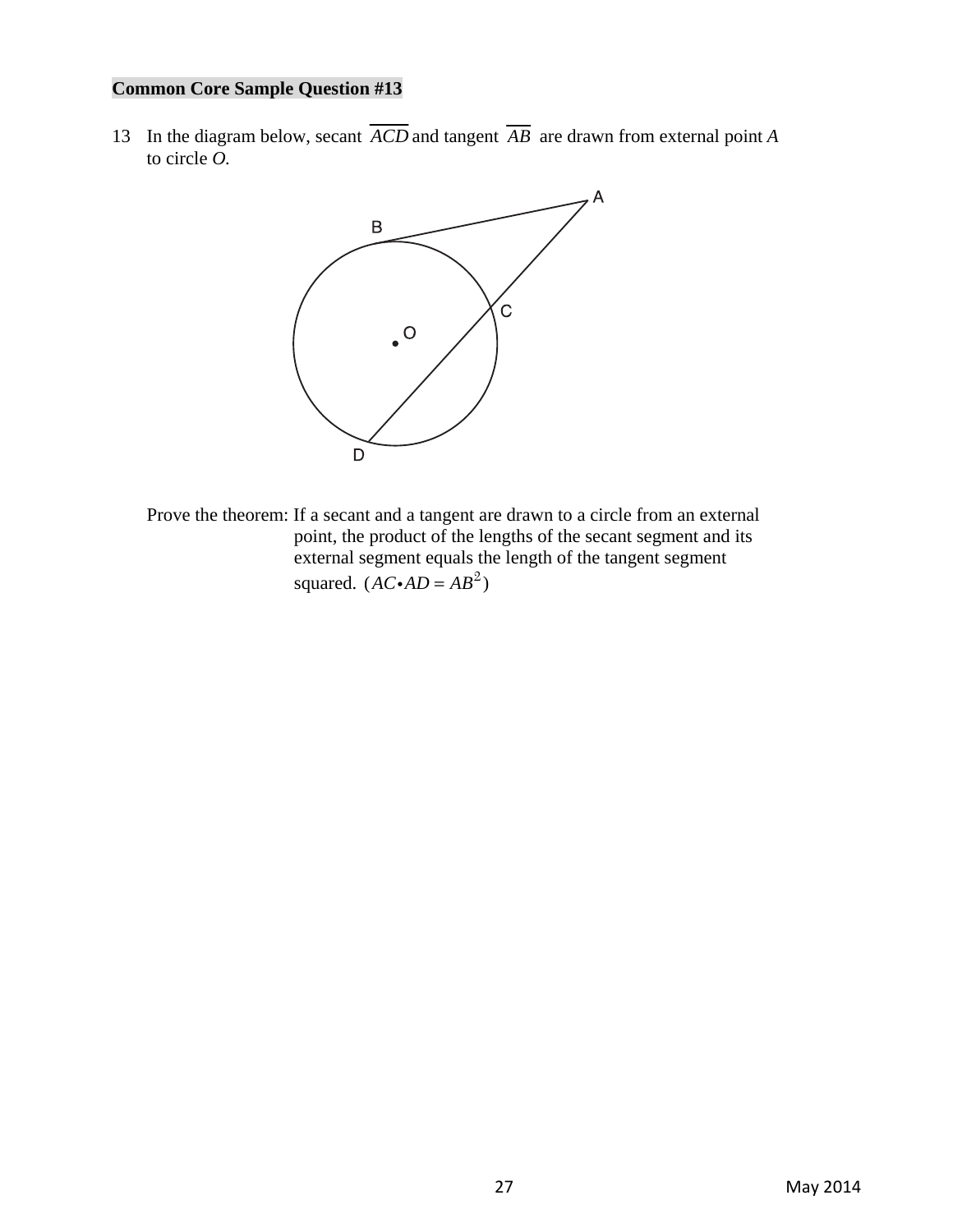**Common Core Sample Question #13**

13 In the diagram below, secant $\overline{ACD}$ and tangent $\overline{AB}$ are drawn from external point *A* to circle *O.*

Prove the theorem: If a secant and a tangent are drawn to a circle from an external point, the product of the lengths of the secant segment and its external segment equals the length of the tangent segment squared. $(AC \bullet AD = AB^2)$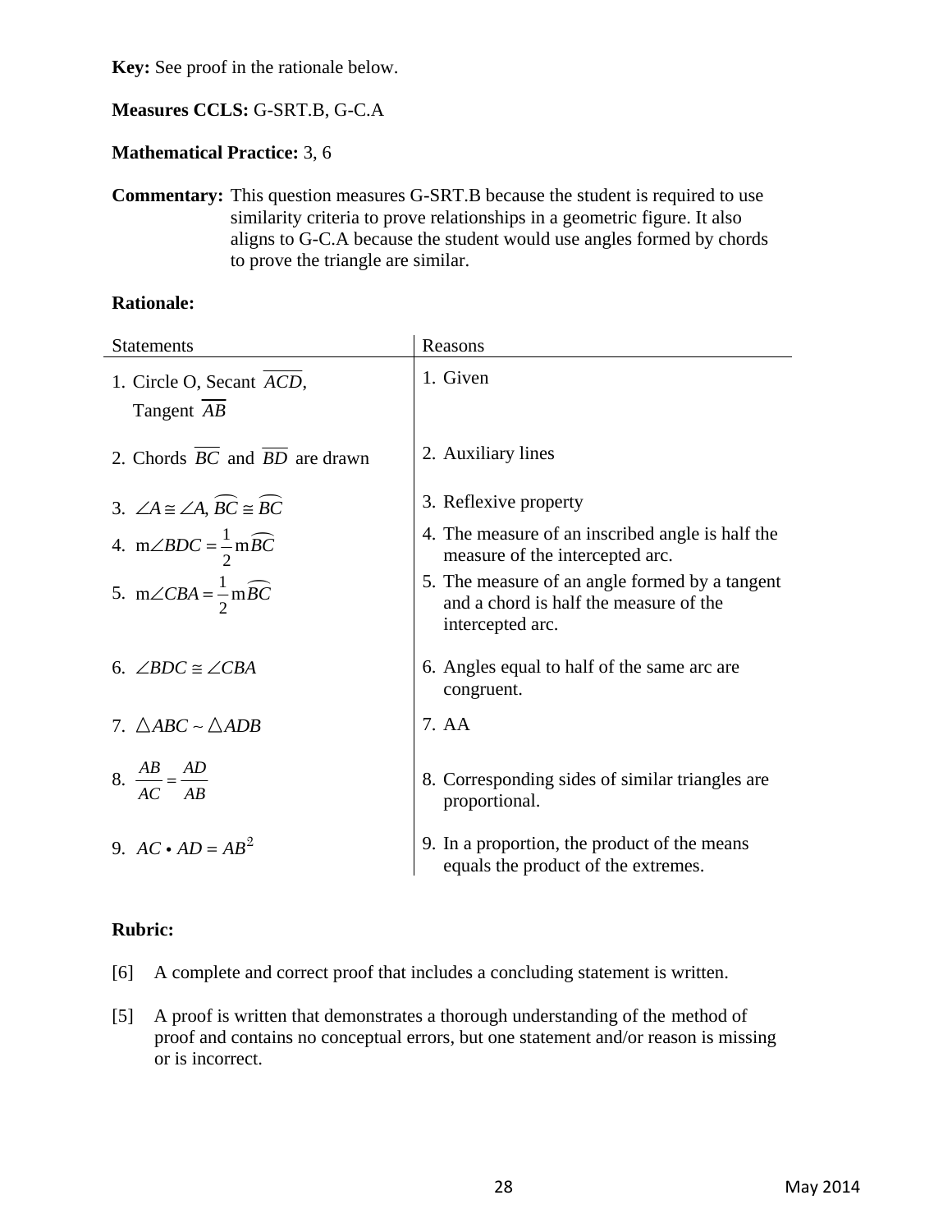**Key:** See proof in the rationale below.

**Measures CCLS:** G-SRT.B, G-C.A

**Mathematical Practice:** 3, 6

**Commentary:** This question measures G-SRT.B because the student is required to use similarity criteria to prove relationships in a geometric figure. It also aligns to G-C.A because the student would use angles formed by chords to prove the triangle are similar.

**Rationale:**

| Statements | Reasons |
|---|---|
| 1. Circle O, Secant $\overline{ACD}$, Tangent $\overline{AB}$ | 1. Given |
| 2. Chords $\overline{BC}$ and $\overline{BD}$ are drawn | 2. Auxiliary lines |
| 3. $\angle A \cong \angle A$, $\overset{\frown}{BC} \cong \overset{\frown}{BC}$ | 3. Reflexive property |
| 4. $m\angle BDC = \frac{1}{2} m\overset{\frown}{BC}$ | 4. The measure of an inscribed angle is half the measure of the intercepted arc. |
| 5. $m\angle CBA = \frac{1}{2} m\overset{\frown}{BC}$ | 5. The measure of an angle formed by a tangent and a chord is half the measure of the intercepted arc. |
| 6. $\angle BDC \cong \angle CBA$ | 6. Angles equal to half of the same arc are congruent. |
| 7. $\triangle ABC \sim \triangle ADB$ | 7. AA |
| 8. $\frac{AB}{AC} = \frac{AD}{AB}$ | 8. Corresponding sides of similar triangles are proportional. |
| 9. $AC \bullet AD = AB^2$ | 9. In a proportion, the product of the means equals the product of the extremes. |

**Rubric:**

[6] A complete and correct proof that includes a concluding statement is written.

[5] A proof is written that demonstrates a thorough understanding of the method of proof and contains no conceptual errors, but one statement and/or reason is missing or is incorrect.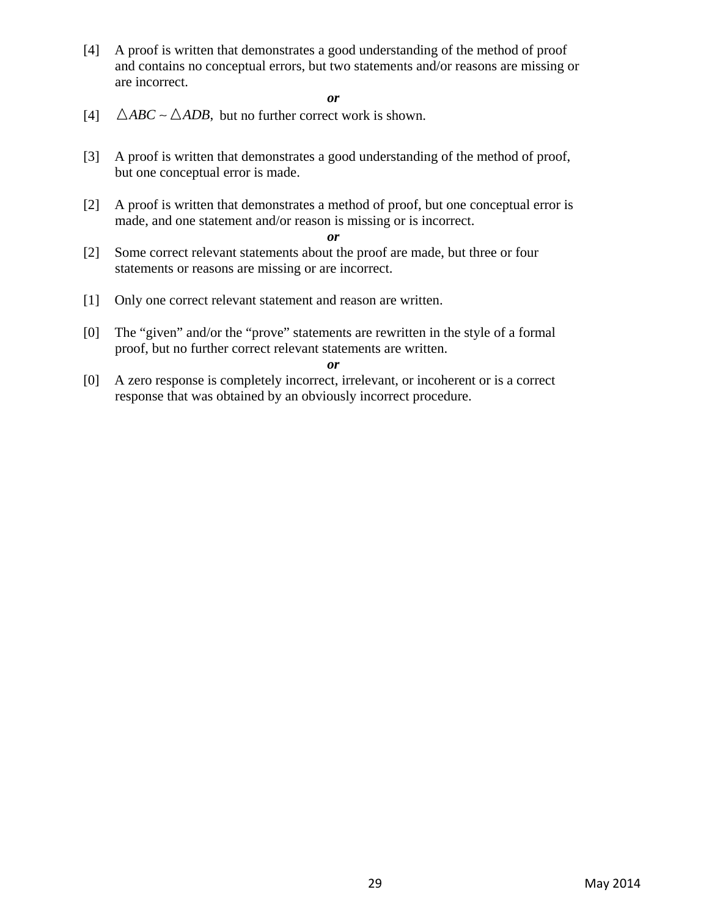[4] A proof is written that demonstrates a good understanding of the method of proof and contains no conceptual errors, but two statements and/or reasons are missing or are incorrect.

***or***

[4] $\triangle ABC \sim \triangle ADB$, but no further correct work is shown.

[3] A proof is written that demonstrates a good understanding of the method of proof, but one conceptual error is made.

[2] A proof is written that demonstrates a method of proof, but one conceptual error is made, and one statement and/or reason is missing or is incorrect.

***or***

[2] Some correct relevant statements about the proof are made, but three or four statements or reasons are missing or are incorrect.

[1] Only one correct relevant statement and reason are written.

[0] The "given" and/or the "prove" statements are rewritten in the style of a formal proof, but no further correct relevant statements are written.

***or***

[0] A zero response is completely incorrect, irrelevant, or incoherent or is a correct response that was obtained by an obviously incorrect procedure.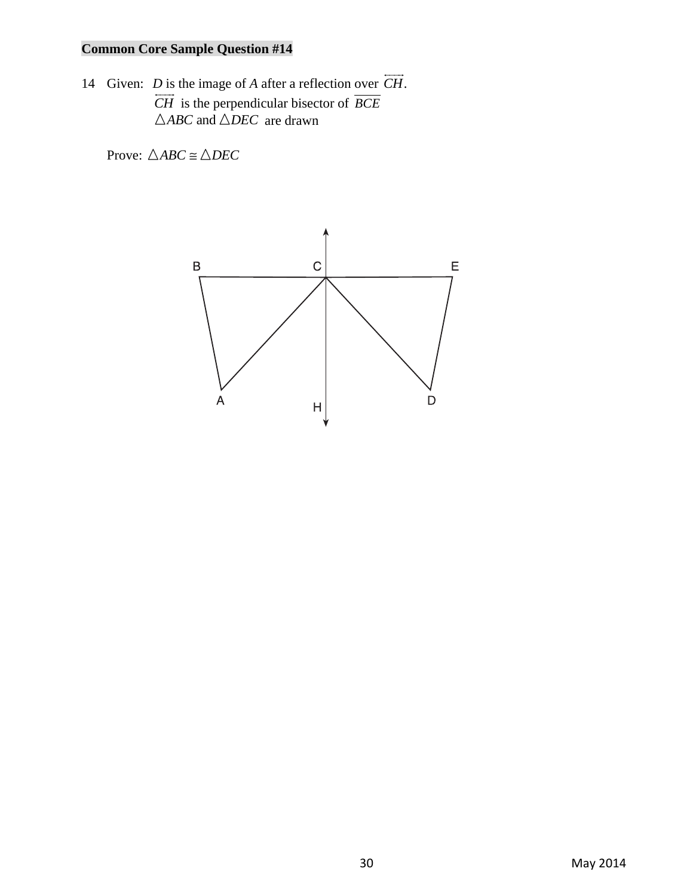**Common Core Sample Question #14**

14 Given: $D$ is the image of $A$ after a reflection over $\overleftrightarrow{CH}$.

$\overleftrightarrow{CH}$ is the perpendicular bisector of $\overline{BCE}$

$\triangle ABC$ and $\triangle DEC$ are drawn

Prove: $\triangle ABC \cong \triangle DEC$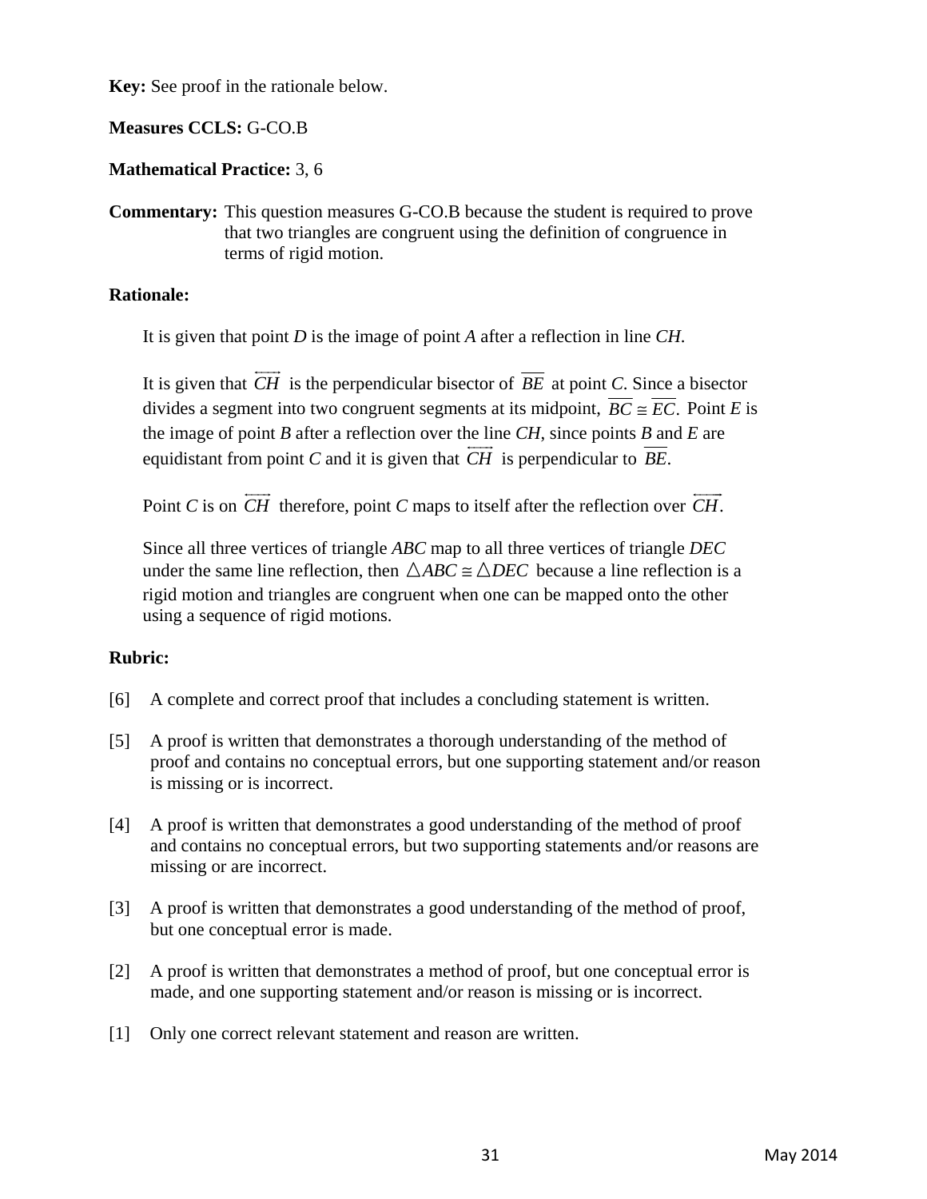**Key:** See proof in the rationale below.

**Measures CCLS:** G-CO.B

**Mathematical Practice:** 3, 6

**Commentary:** This question measures G-CO.B because the student is required to prove that two triangles are congruent using the definition of congruence in terms of rigid motion.

**Rationale:**

It is given that point *D* is the image of point *A* after a reflection in line *CH*.

It is given that $\overleftrightarrow{CH}$ is the perpendicular bisector of $\overline{BE}$ at point *C*. Since a bisector divides a segment into two congruent segments at its midpoint, $\overline{BC} \cong \overline{EC}$. Point *E* is the image of point *B* after a reflection over the line *CH*, since points *B* and *E* are equidistant from point *C* and it is given that $\overleftrightarrow{CH}$ is perpendicular to $\overline{BE}$.

Point *C* is on $\overleftrightarrow{CH}$ therefore, point *C* maps to itself after the reflection over $\overleftrightarrow{CH}$.

Since all three vertices of triangle *ABC* map to all three vertices of triangle *DEC* under the same line reflection, then $\triangle ABC \cong \triangle DEC$ because a line reflection is a rigid motion and triangles are congruent when one can be mapped onto the other using a sequence of rigid motions.

**Rubric:**

[6] A complete and correct proof that includes a concluding statement is written.

[5] A proof is written that demonstrates a thorough understanding of the method of proof and contains no conceptual errors, but one supporting statement and/or reason is missing or is incorrect.

[4] A proof is written that demonstrates a good understanding of the method of proof and contains no conceptual errors, but two supporting statements and/or reasons are missing or are incorrect.

[3] A proof is written that demonstrates a good understanding of the method of proof, but one conceptual error is made.

[2] A proof is written that demonstrates a method of proof, but one conceptual error is made, and one supporting statement and/or reason is missing or is incorrect.

[1] Only one correct relevant statement and reason are written.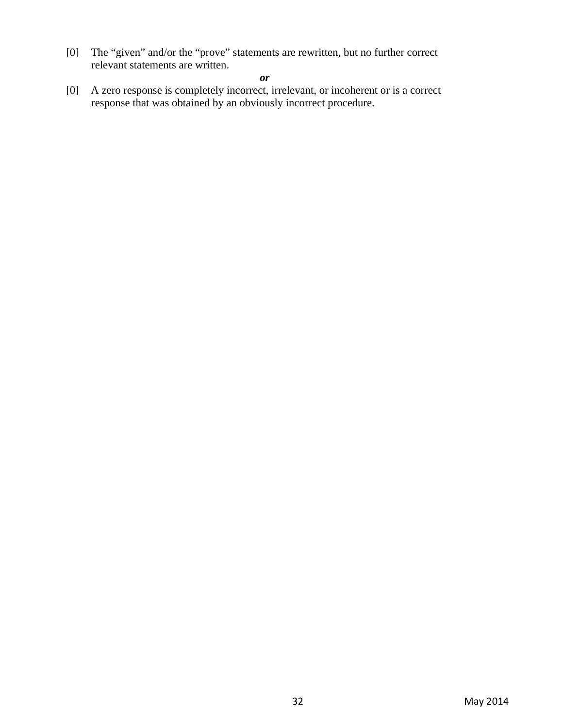[0] The “given” and/or the “prove” statements are rewritten, but no further correct relevant statements are written.

*or*

[0] A zero response is completely incorrect, irrelevant, or incoherent or is a correct response that was obtained by an obviously incorrect procedure.